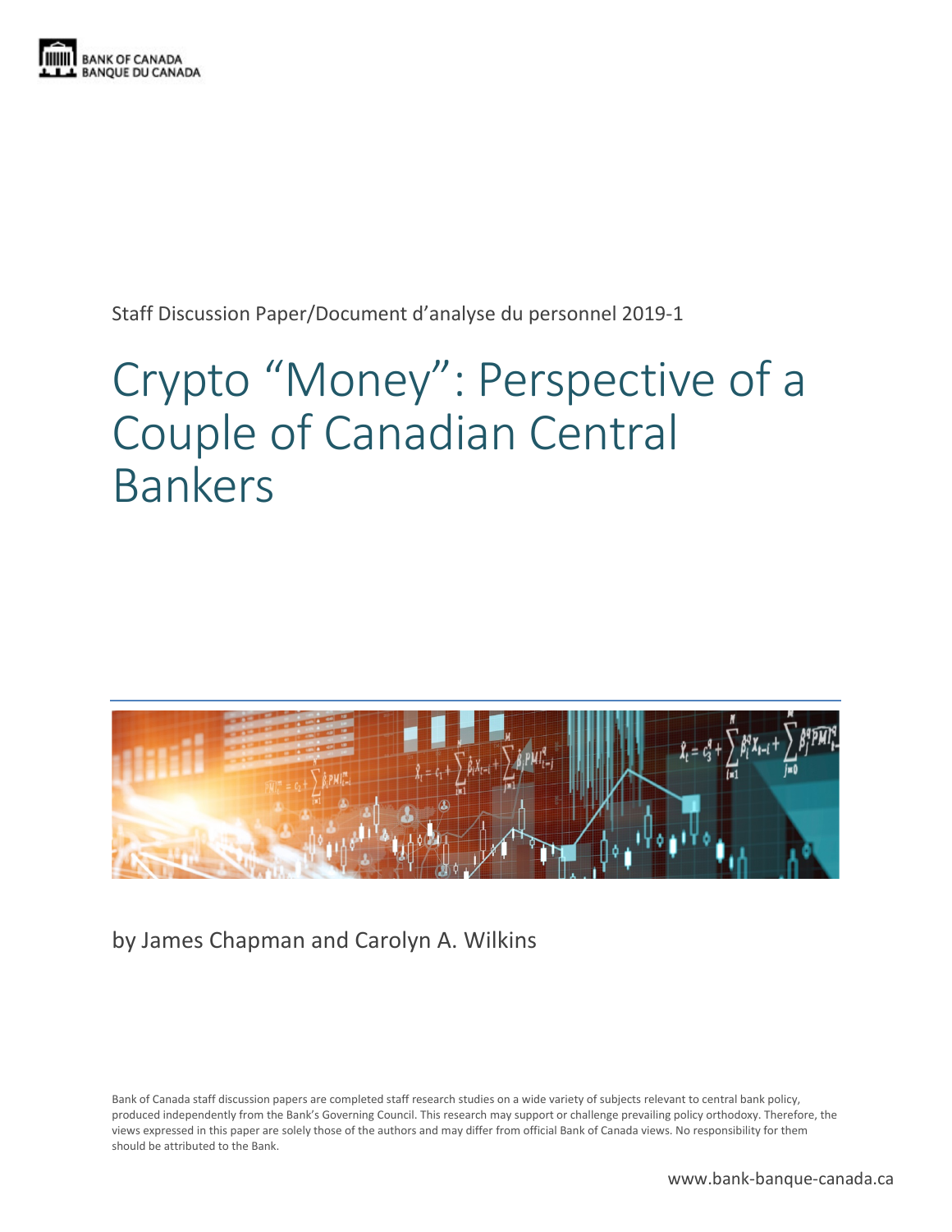BANK OF CANADA
BANQUE DU CANADA

Staff Discussion Paper/Document d'analyse du personnel 2019-1

# Crypto "Money": Perspective of a Couple of Canadian Central Bankers

by James Chapman and Carolyn A. Wilkins

Bank of Canada staff discussion papers are completed staff research studies on a wide variety of subjects relevant to central bank policy, produced independently from the Bank's Governing Council. This research may support or challenge prevailing policy orthodoxy. Therefore, the views expressed in this paper are solely those of the authors and may differ from official Bank of Canada views. No responsibility for them should be attributed to the Bank.

www.bank-banque-canada.ca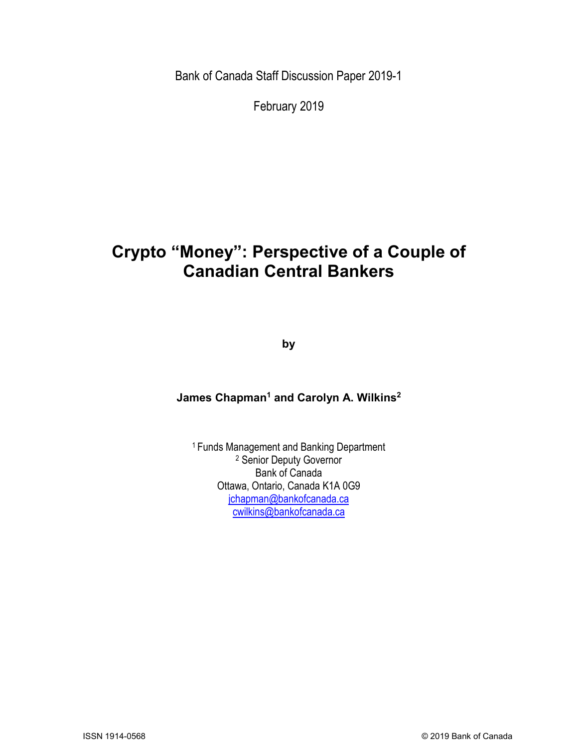Bank of Canada Staff Discussion Paper 2019-1

February 2019

# Crypto "Money": Perspective of a Couple of Canadian Central Bankers

by

**James Chapman[1] and Carolyn A. Wilkins[2]**

[1] Funds Management and Banking Department
[2] Senior Deputy Governor
Bank of Canada
Ottawa, Ontario, Canada K1A 0G9
jchapman@bankofcanada.ca
cwilkins@bankofcanada.ca

ISSN 1914-0568 © 2019 Bank of Canada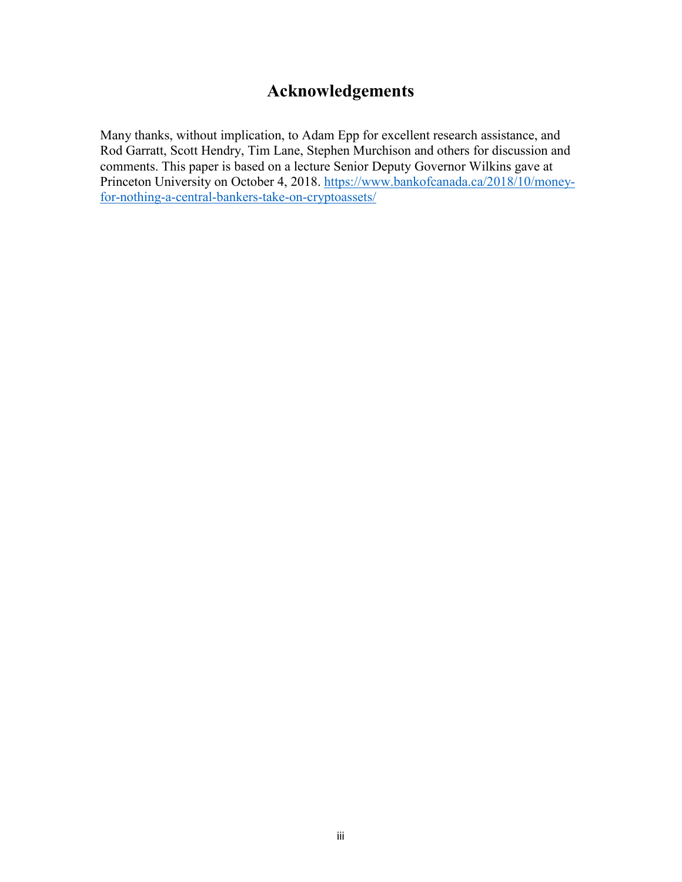# Acknowledgements

Many thanks, without implication, to Adam Epp for excellent research assistance, and Rod Garratt, Scott Hendry, Tim Lane, Stephen Murchison and others for discussion and comments. This paper is based on a lecture Senior Deputy Governor Wilkins gave at Princeton University on October 4, 2018. https://www.bankofcanada.ca/2018/10/money-for-nothing-a-central-bankers-take-on-cryptoassets/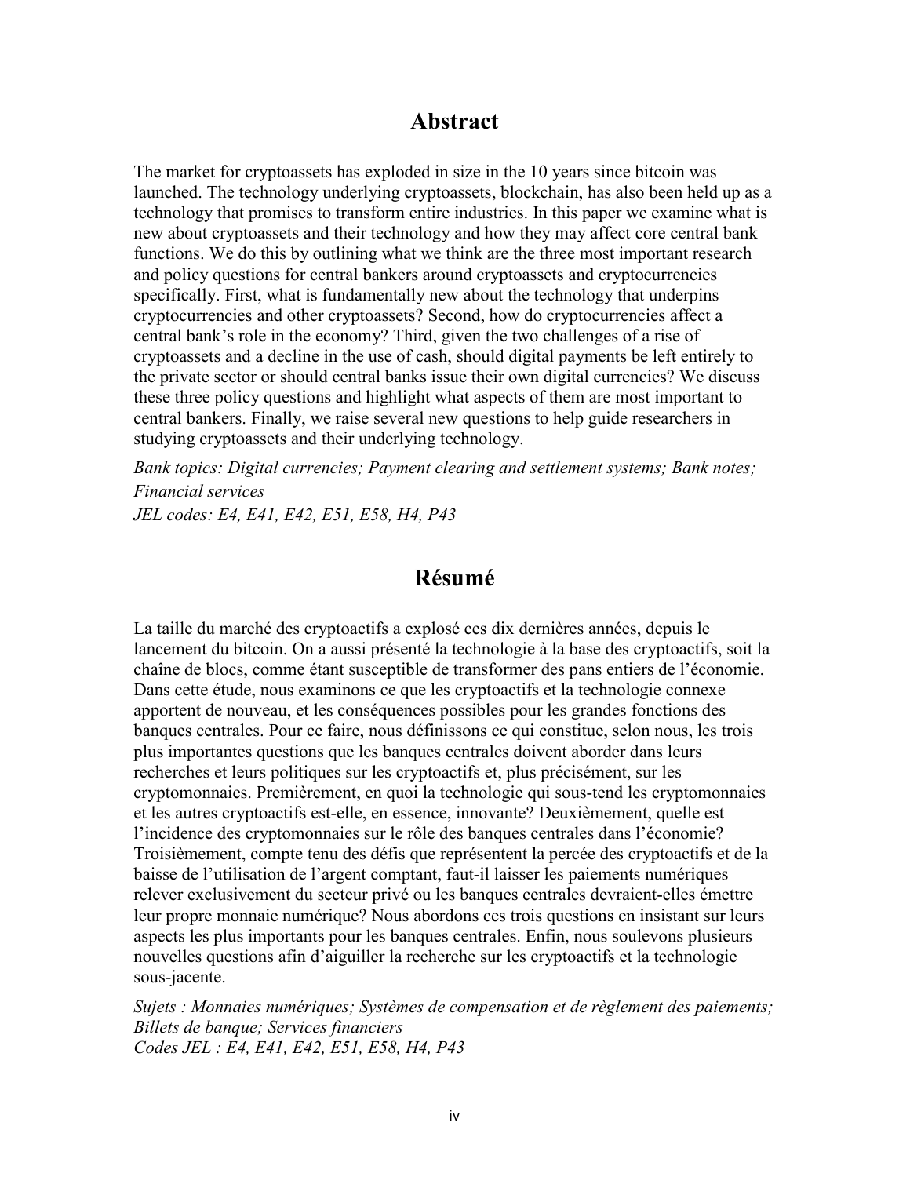## Abstract

The market for cryptoassets has exploded in size in the 10 years since bitcoin was launched. The technology underlying cryptoassets, blockchain, has also been held up as a technology that promises to transform entire industries. In this paper we examine what is new about cryptoassets and their technology and how they may affect core central bank functions. We do this by outlining what we think are the three most important research and policy questions for central bankers around cryptoassets and cryptocurrencies specifically. First, what is fundamentally new about the technology that underpins cryptocurrencies and other cryptoassets? Second, how do cryptocurrencies affect a central bank's role in the economy? Third, given the two challenges of a rise of cryptoassets and a decline in the use of cash, should digital payments be left entirely to the private sector or should central banks issue their own digital currencies? We discuss these three policy questions and highlight what aspects of them are most important to central bankers. Finally, we raise several new questions to help guide researchers in studying cryptoassets and their underlying technology.

*Bank topics: Digital currencies; Payment clearing and settlement systems; Bank notes; Financial services*
*JEL codes: E4, E41, E42, E51, E58, H4, P43*

## Résumé

La taille du marché des cryptoactifs a explosé ces dix dernières années, depuis le lancement du bitcoin. On a aussi présenté la technologie à la base des cryptoactifs, soit la chaîne de blocs, comme étant susceptible de transformer des pans entiers de l'économie. Dans cette étude, nous examinons ce que les cryptoactifs et la technologie connexe apportent de nouveau, et les conséquences possibles pour les grandes fonctions des banques centrales. Pour ce faire, nous définissons ce qui constitue, selon nous, les trois plus importantes questions que les banques centrales doivent aborder dans leurs recherches et leurs politiques sur les cryptoactifs et, plus précisément, sur les cryptomonnaies. Premièrement, en quoi la technologie qui sous-tend les cryptomonnaies et les autres cryptoactifs est-elle, en essence, innovante? Deuxièmement, quelle est l'incidence des cryptomonnaies sur le rôle des banques centrales dans l'économie? Troisièmement, compte tenu des défis que représentent la percée des cryptoactifs et de la baisse de l'utilisation de l'argent comptant, faut-il laisser les paiements numériques relever exclusivement du secteur privé ou les banques centrales devraient-elles émettre leur propre monnaie numérique? Nous abordons ces trois questions en insistant sur leurs aspects les plus importants pour les banques centrales. Enfin, nous soulevons plusieurs nouvelles questions afin d'aiguiller la recherche sur les cryptoactifs et la technologie sous-jacente.

*Sujets : Monnaies numériques; Systèmes de compensation et de règlement des paiements; Billets de banque; Services financiers*
*Codes JEL : E4, E41, E42, E51, E58, H4, P43*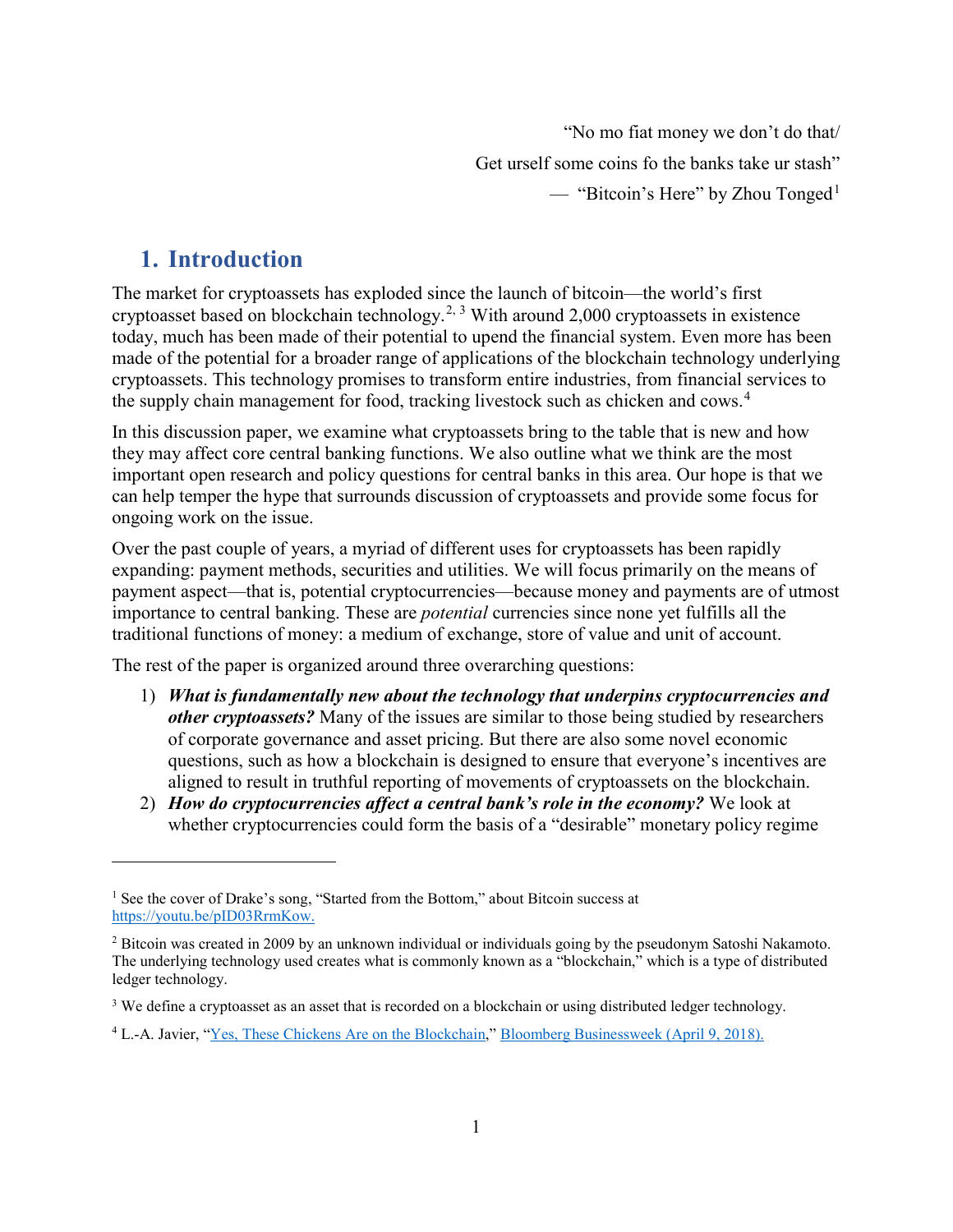“No mo fiat money we don’t do that/

Get urself some coins fo the banks take ur stash”

— “Bitcoin’s Here” by Zhou Tonged[1]

## 1. Introduction

The market for cryptoassets has exploded since the launch of bitcoin—the world’s first cryptoasset based on blockchain technology.[2, 3] With around 2,000 cryptoassets in existence today, much has been made of their potential to upend the financial system. Even more has been made of the potential for a broader range of applications of the blockchain technology underlying cryptoassets. This technology promises to transform entire industries, from financial services to the supply chain management for food, tracking livestock such as chicken and cows.[4]

In this discussion paper, we examine what cryptoassets bring to the table that is new and how they may affect core central banking functions. We also outline what we think are the most important open research and policy questions for central banks in this area. Our hope is that we can help temper the hype that surrounds discussion of cryptoassets and provide some focus for ongoing work on the issue.

Over the past couple of years, a myriad of different uses for cryptoassets has been rapidly expanding: payment methods, securities and utilities. We will focus primarily on the means of payment aspect—that is, potential cryptocurrencies—because money and payments are of utmost importance to central banking. These are *potential* currencies since none yet fulfills all the traditional functions of money: a medium of exchange, store of value and unit of account.

The rest of the paper is organized around three overarching questions:

1) ***What is fundamentally new about the technology that underpins cryptocurrencies and other cryptoassets?*** Many of the issues are similar to those being studied by researchers of corporate governance and asset pricing. But there are also some novel economic questions, such as how a blockchain is designed to ensure that everyone’s incentives are aligned to result in truthful reporting of movements of cryptoassets on the blockchain.
2) ***How do cryptocurrencies affect a central bank’s role in the economy?*** We look at whether cryptocurrencies could form the basis of a “desirable” monetary policy regime

---

[1] See the cover of Drake’s song, “Started from the Bottom,” about Bitcoin success at https://youtu.be/pID03RrmKow.

[2] Bitcoin was created in 2009 by an unknown individual or individuals going by the pseudonym Satoshi Nakamoto. The underlying technology used creates what is commonly known as a “blockchain,” which is a type of distributed ledger technology.

[3] We define a cryptoasset as an asset that is recorded on a blockchain or using distributed ledger technology.

[4] L.-A. Javier, “Yes, These Chickens Are on the Blockchain,” Bloomberg Businessweek (April 9, 2018).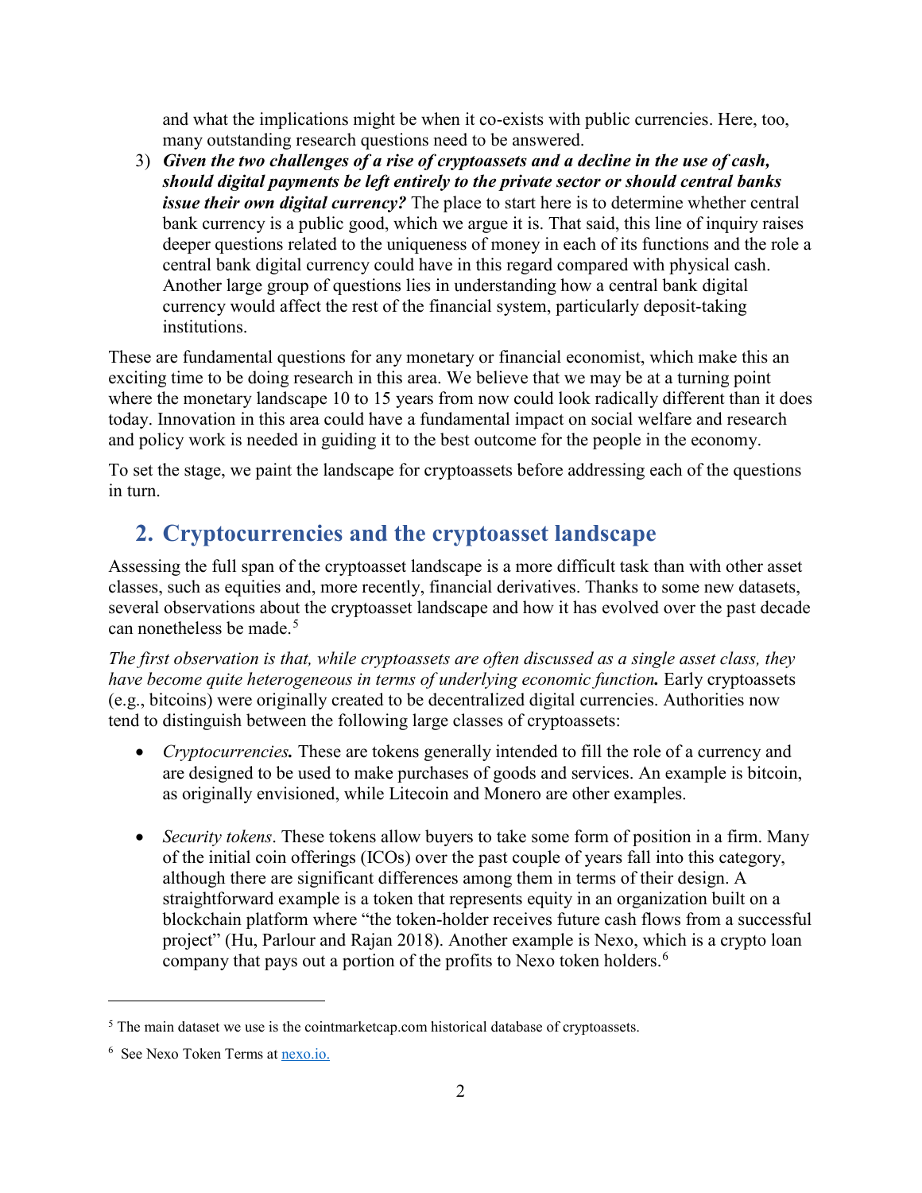and what the implications might be when it co-exists with public currencies. Here, too, many outstanding research questions need to be answered.

3) ***Given the two challenges of a rise of cryptoassets and a decline in the use of cash, should digital payments be left entirely to the private sector or should central banks issue their own digital currency?*** The place to start here is to determine whether central bank currency is a public good, which we argue it is. That said, this line of inquiry raises deeper questions related to the uniqueness of money in each of its functions and the role a central bank digital currency could have in this regard compared with physical cash. Another large group of questions lies in understanding how a central bank digital currency would affect the rest of the financial system, particularly deposit-taking institutions.

These are fundamental questions for any monetary or financial economist, which make this an exciting time to be doing research in this area. We believe that we may be at a turning point where the monetary landscape 10 to 15 years from now could look radically different than it does today. Innovation in this area could have a fundamental impact on social welfare and research and policy work is needed in guiding it to the best outcome for the people in the economy.

To set the stage, we paint the landscape for cryptoassets before addressing each of the questions in turn.

## 2. Cryptocurrencies and the cryptoasset landscape

Assessing the full span of the cryptoasset landscape is a more difficult task than with other asset classes, such as equities and, more recently, financial derivatives. Thanks to some new datasets, several observations about the cryptoasset landscape and how it has evolved over the past decade can nonetheless be made.[5]

*The first observation is that, while cryptoassets are often discussed as a single asset class, they have become quite heterogeneous in terms of underlying economic function.* Early cryptoassets (e.g., bitcoins) were originally created to be decentralized digital currencies. Authorities now tend to distinguish between the following large classes of cryptoassets:

- *Cryptocurrencies.* These are tokens generally intended to fill the role of a currency and are designed to be used to make purchases of goods and services. An example is bitcoin, as originally envisioned, while Litecoin and Monero are other examples.

- *Security tokens*. These tokens allow buyers to take some form of position in a firm. Many of the initial coin offerings (ICOs) over the past couple of years fall into this category, although there are significant differences among them in terms of their design. A straightforward example is a token that represents equity in an organization built on a blockchain platform where "the token-holder receives future cash flows from a successful project" (Hu, Parlour and Rajan 2018). Another example is Nexo, which is a crypto loan company that pays out a portion of the profits to Nexo token holders.[6]

[5] The main dataset we use is the cointmarketcap.com historical database of cryptoassets.

[6] See Nexo Token Terms at nexo.io.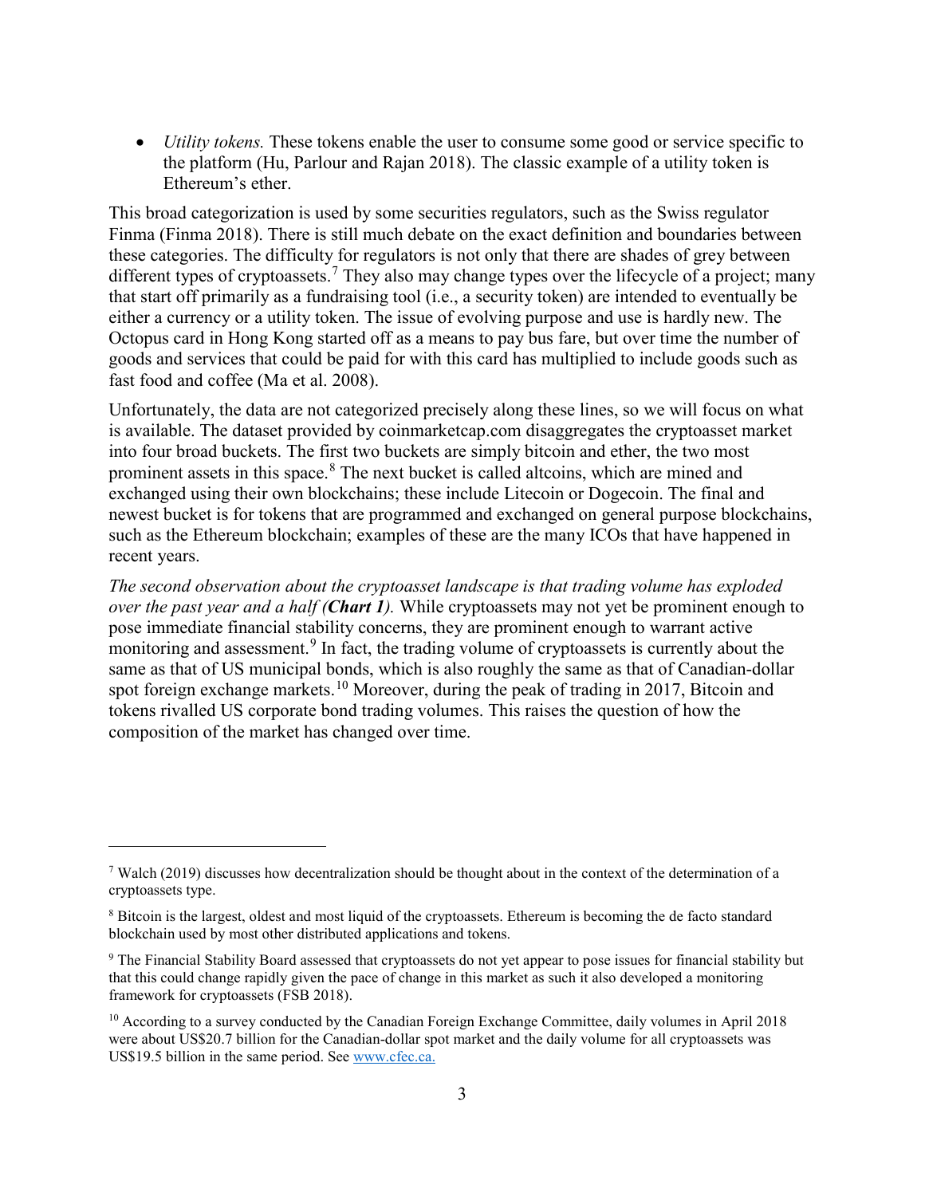- *Utility tokens.* These tokens enable the user to consume some good or service specific to the platform (Hu, Parlour and Rajan 2018). The classic example of a utility token is Ethereum's ether.

This broad categorization is used by some securities regulators, such as the Swiss regulator Finma (Finma 2018). There is still much debate on the exact definition and boundaries between these categories. The difficulty for regulators is not only that there are shades of grey between different types of cryptoassets.[7] They also may change types over the lifecycle of a project; many that start off primarily as a fundraising tool (i.e., a security token) are intended to eventually be either a currency or a utility token. The issue of evolving purpose and use is hardly new. The Octopus card in Hong Kong started off as a means to pay bus fare, but over time the number of goods and services that could be paid for with this card has multiplied to include goods such as fast food and coffee (Ma et al. 2008).

Unfortunately, the data are not categorized precisely along these lines, so we will focus on what is available. The dataset provided by coinmarketcap.com disaggregates the cryptoasset market into four broad buckets. The first two buckets are simply bitcoin and ether, the two most prominent assets in this space.[8] The next bucket is called altcoins, which are mined and exchanged using their own blockchains; these include Litecoin or Dogecoin. The final and newest bucket is for tokens that are programmed and exchanged on general purpose blockchains, such as the Ethereum blockchain; examples of these are the many ICOs that have happened in recent years.

*The second observation about the cryptoasset landscape is that trading volume has exploded over the past year and a half (**Chart 1**).* While cryptoassets may not yet be prominent enough to pose immediate financial stability concerns, they are prominent enough to warrant active monitoring and assessment.[9] In fact, the trading volume of cryptoassets is currently about the same as that of US municipal bonds, which is also roughly the same as that of Canadian-dollar spot foreign exchange markets.[10] Moreover, during the peak of trading in 2017, Bitcoin and tokens rivalled US corporate bond trading volumes. This raises the question of how the composition of the market has changed over time.

---

[7] Walch (2019) discusses how decentralization should be thought about in the context of the determination of a cryptoassets type.

[8] Bitcoin is the largest, oldest and most liquid of the cryptoassets. Ethereum is becoming the de facto standard blockchain used by most other distributed applications and tokens.

[9] The Financial Stability Board assessed that cryptoassets do not yet appear to pose issues for financial stability but that this could change rapidly given the pace of change in this market as such it also developed a monitoring framework for cryptoassets (FSB 2018).

[10] According to a survey conducted by the Canadian Foreign Exchange Committee, daily volumes in April 2018 were about US$20.7 billion for the Canadian-dollar spot market and the daily volume for all cryptoassets was US$19.5 billion in the same period. See www.cfec.ca.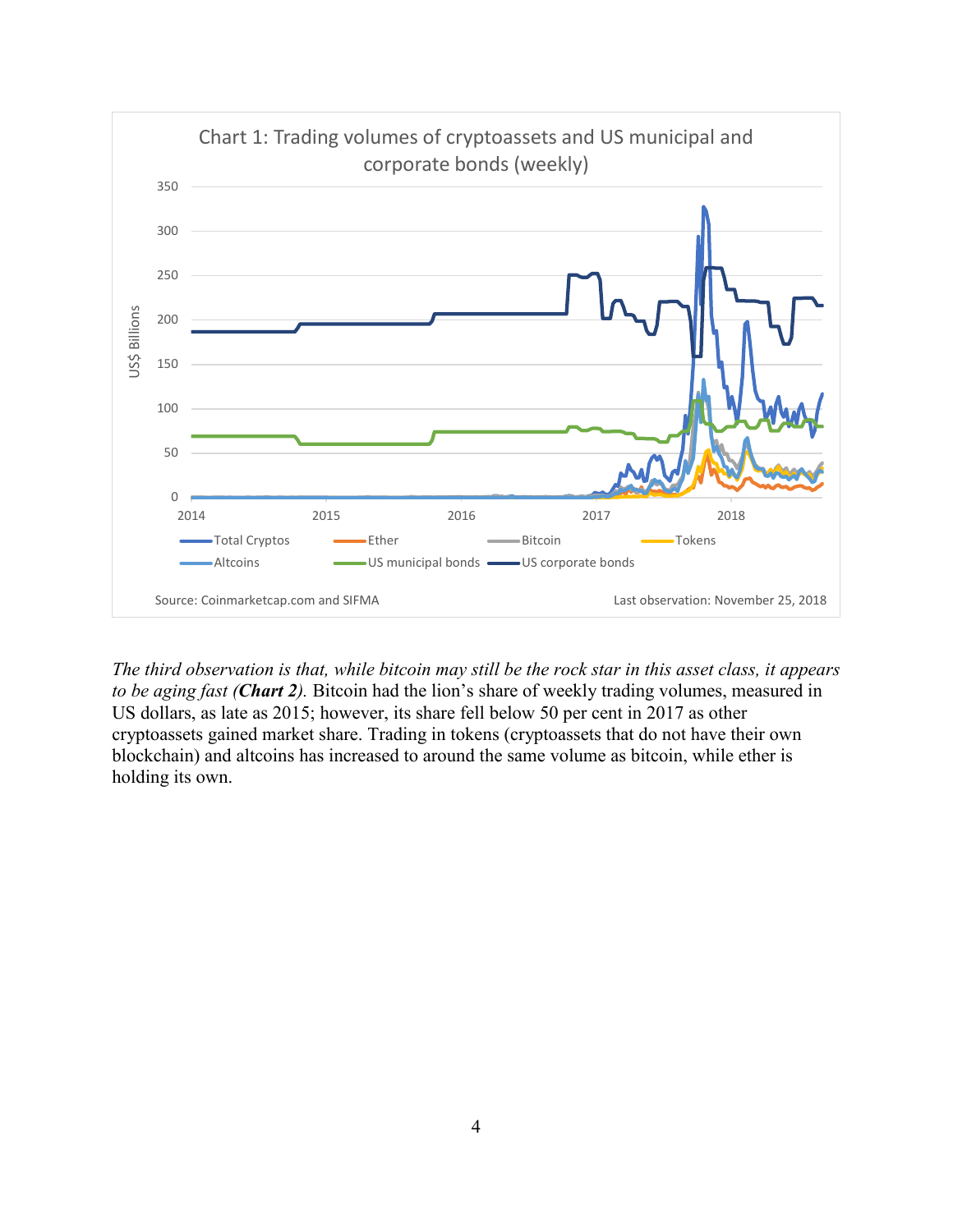Chart 1: Trading volumes of cryptoassets and US municipal and corporate bonds (weekly)

Source: Coinmarketcap.com and SIFMA

Last observation: November 25, 2018

*The third observation is that, while bitcoin may still be the rock star in this asset class, it appears to be aging fast (**Chart 2**).* Bitcoin had the lion's share of weekly trading volumes, measured in US dollars, as late as 2015; however, its share fell below 50 per cent in 2017 as other cryptoassets gained market share. Trading in tokens (cryptoassets that do not have their own blockchain) and altcoins has increased to around the same volume as bitcoin, while ether is holding its own.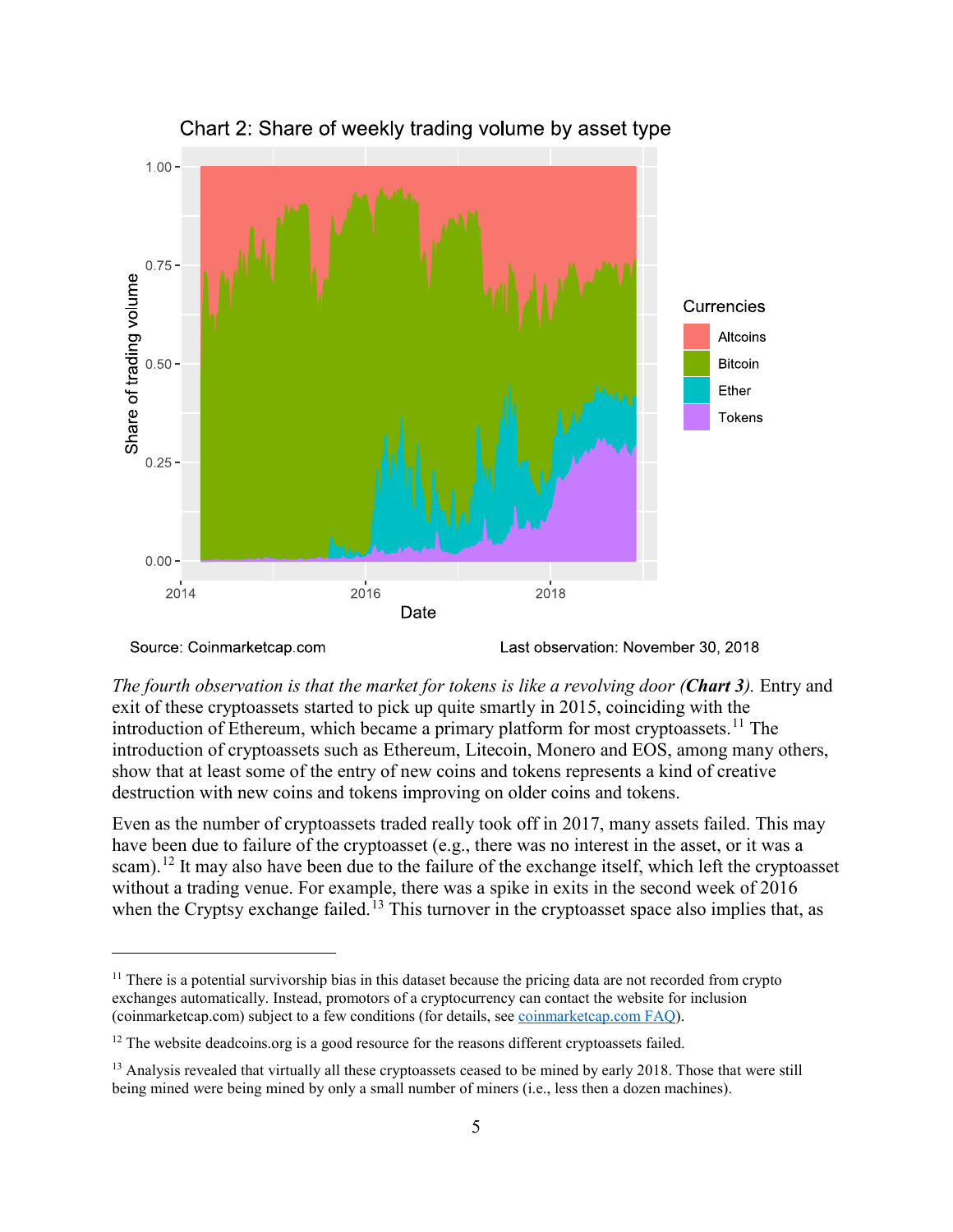Chart 2: Share of weekly trading volume by asset type

Source: Coinmarketcap.com Last observation: November 30, 2018

*The fourth observation is that the market for tokens is like a revolving door (**Chart 3**).* Entry and exit of these cryptoassets started to pick up quite smartly in 2015, coinciding with the introduction of Ethereum, which became a primary platform for most cryptoassets.[11] The introduction of cryptoassets such as Ethereum, Litecoin, Monero and EOS, among many others, show that at least some of the entry of new coins and tokens represents a kind of creative destruction with new coins and tokens improving on older coins and tokens.

Even as the number of cryptoassets traded really took off in 2017, many assets failed. This may have been due to failure of the cryptoasset (e.g., there was no interest in the asset, or it was a scam).[12] It may also have been due to the failure of the exchange itself, which left the cryptoasset without a trading venue. For example, there was a spike in exits in the second week of 2016 when the Cryptsy exchange failed.[13] This turnover in the cryptoasset space also implies that, as

---

[11] There is a potential survivorship bias in this dataset because the pricing data are not recorded from crypto exchanges automatically. Instead, promotors of a cryptocurrency can contact the website for inclusion (coinmarketcap.com) subject to a few conditions (for details, see coinmarketcap.com FAQ).

[12] The website deadcoins.org is a good resource for the reasons different cryptoassets failed.

[13] Analysis revealed that virtually all these cryptoassets ceased to be mined by early 2018. Those that were still being mined were being mined by only a small number of miners (i.e., less then a dozen machines).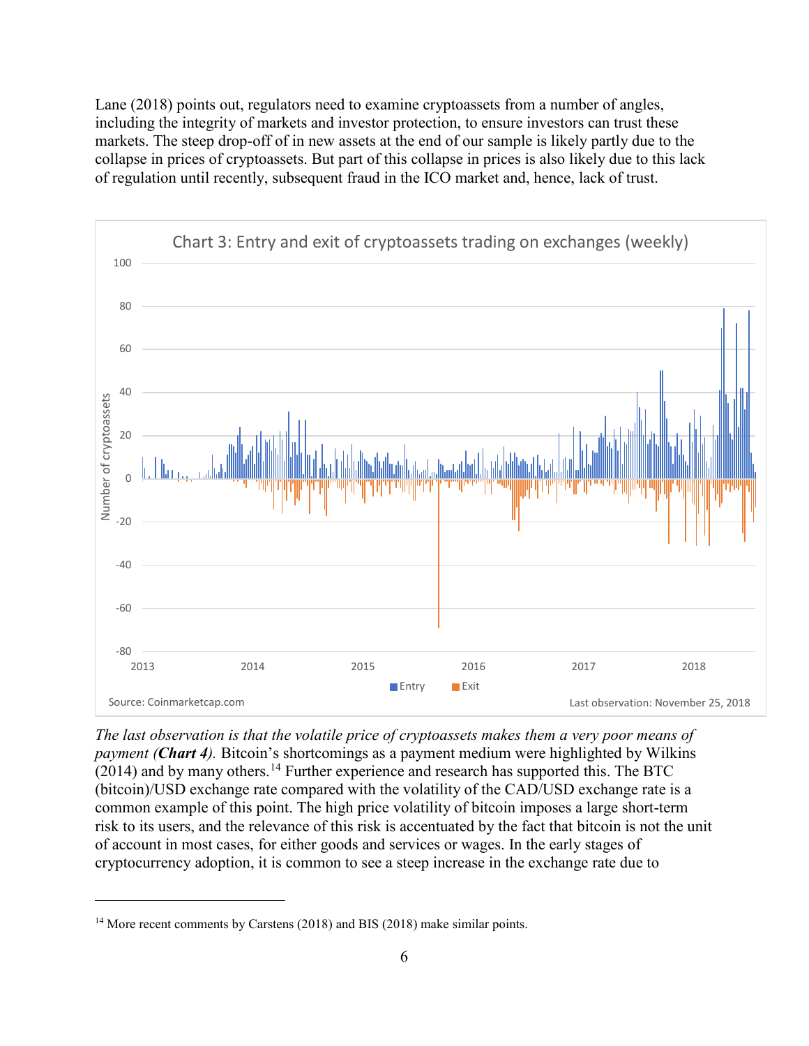Lane (2018) points out, regulators need to examine cryptoassets from a number of angles, including the integrity of markets and investor protection, to ensure investors can trust these markets. The steep drop-off of in new assets at the end of our sample is likely partly due to the collapse in prices of cryptoassets. But part of this collapse in prices is also likely due to this lack of regulation until recently, subsequent fraud in the ICO market and, hence, lack of trust.

Chart 3: Entry and exit of cryptoassets trading on exchanges (weekly)

Source: Coinmarketcap.com

Last observation: November 25, 2018

*The last observation is that the volatile price of cryptoassets makes them a very poor means of payment (**Chart 4**).* Bitcoin's shortcomings as a payment medium were highlighted by Wilkins (2014) and by many others.[14] Further experience and research has supported this. The BTC (bitcoin)/USD exchange rate compared with the volatility of the CAD/USD exchange rate is a common example of this point. The high price volatility of bitcoin imposes a large short-term risk to its users, and the relevance of this risk is accentuated by the fact that bitcoin is not the unit of account in most cases, for either goods and services or wages. In the early stages of cryptocurrency adoption, it is common to see a steep increase in the exchange rate due to

[14] More recent comments by Carstens (2018) and BIS (2018) make similar points.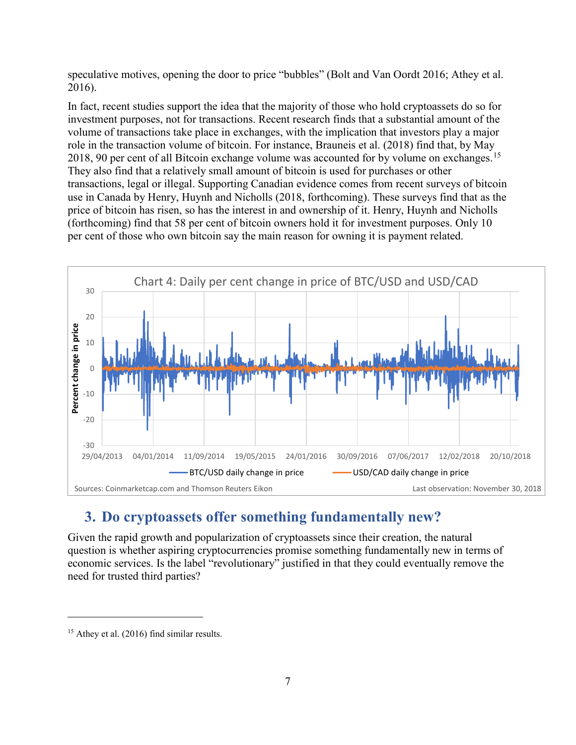speculative motives, opening the door to price "bubbles" (Bolt and Van Oordt 2016; Athey et al. 2016).

In fact, recent studies support the idea that the majority of those who hold cryptoassets do so for investment purposes, not for transactions. Recent research finds that a substantial amount of the volume of transactions take place in exchanges, with the implication that investors play a major role in the transaction volume of bitcoin. For instance, Brauneis et al. (2018) find that, by May 2018, 90 per cent of all Bitcoin exchange volume was accounted for by volume on exchanges.[15] They also find that a relatively small amount of bitcoin is used for purchases or other transactions, legal or illegal. Supporting Canadian evidence comes from recent surveys of bitcoin use in Canada by Henry, Huynh and Nicholls (2018, forthcoming). These surveys find that as the price of bitcoin has risen, so has the interest in and ownership of it. Henry, Huynh and Nicholls (forthcoming) find that 58 per cent of bitcoin owners hold it for investment purposes. Only 10 per cent of those who own bitcoin say the main reason for owning it is payment related.

Chart 4: Daily per cent change in price of BTC/USD and USD/CAD

Sources: Coinmarketcap.com and Thomson Reuters Eikon

Last observation: November 30, 2018

## 3. Do cryptoassets offer something fundamentally new?

Given the rapid growth and popularization of cryptoassets since their creation, the natural question is whether aspiring cryptocurrencies promise something fundamentally new in terms of economic services. Is the label "revolutionary" justified in that they could eventually remove the need for trusted third parties?

---

[15] Athey et al. (2016) find similar results.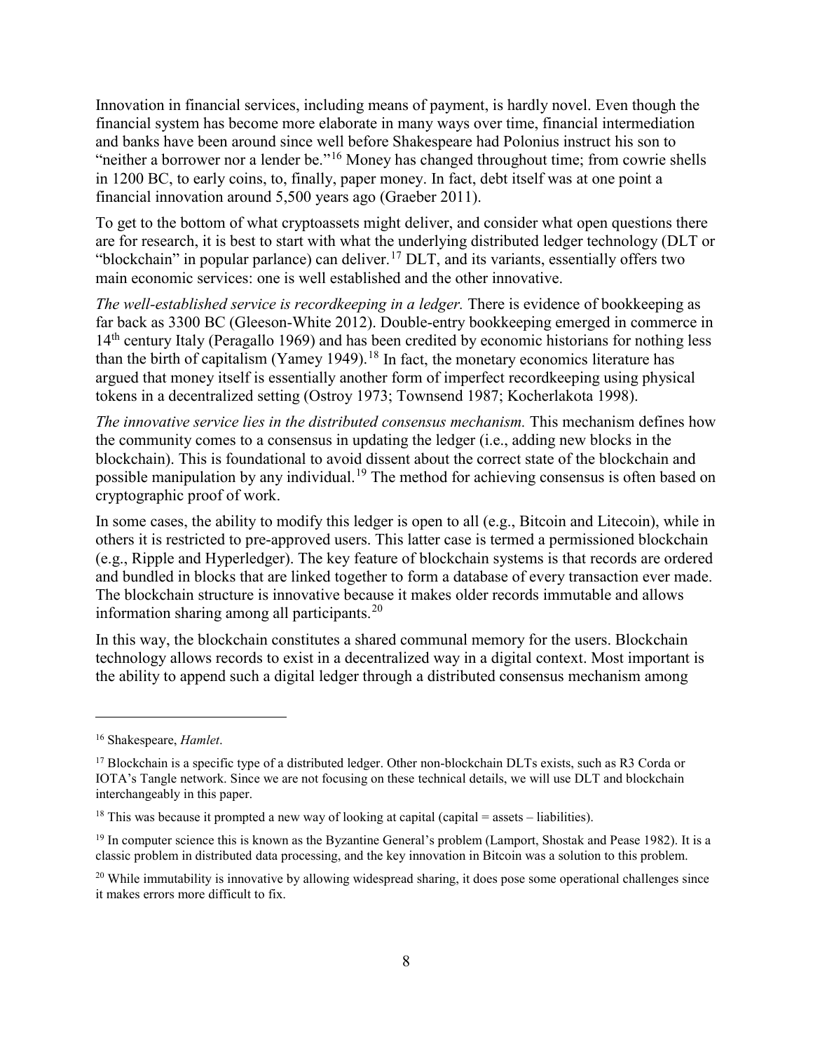Innovation in financial services, including means of payment, is hardly novel. Even though the financial system has become more elaborate in many ways over time, financial intermediation and banks have been around since well before Shakespeare had Polonius instruct his son to "neither a borrower nor a lender be."[16] Money has changed throughout time; from cowrie shells in 1200 BC, to early coins, to, finally, paper money. In fact, debt itself was at one point a financial innovation around 5,500 years ago (Graeber 2011).

To get to the bottom of what cryptoassets might deliver, and consider what open questions there are for research, it is best to start with what the underlying distributed ledger technology (DLT or "blockchain" in popular parlance) can deliver.[17] DLT, and its variants, essentially offers two main economic services: one is well established and the other innovative.

*The well-established service is recordkeeping in a ledger.* There is evidence of bookkeeping as far back as 3300 BC (Gleeson-White 2012). Double-entry bookkeeping emerged in commerce in 14th century Italy (Peragallo 1969) and has been credited by economic historians for nothing less than the birth of capitalism (Yamey 1949).[18] In fact, the monetary economics literature has argued that money itself is essentially another form of imperfect recordkeeping using physical tokens in a decentralized setting (Ostroy 1973; Townsend 1987; Kocherlakota 1998).

*The innovative service lies in the distributed consensus mechanism.* This mechanism defines how the community comes to a consensus in updating the ledger (i.e., adding new blocks in the blockchain). This is foundational to avoid dissent about the correct state of the blockchain and possible manipulation by any individual.[19] The method for achieving consensus is often based on cryptographic proof of work.

In some cases, the ability to modify this ledger is open to all (e.g., Bitcoin and Litecoin), while in others it is restricted to pre-approved users. This latter case is termed a permissioned blockchain (e.g., Ripple and Hyperledger). The key feature of blockchain systems is that records are ordered and bundled in blocks that are linked together to form a database of every transaction ever made. The blockchain structure is innovative because it makes older records immutable and allows information sharing among all participants.[20]

In this way, the blockchain constitutes a shared communal memory for the users. Blockchain technology allows records to exist in a decentralized way in a digital context. Most important is the ability to append such a digital ledger through a distributed consensus mechanism among

---

[16] Shakespeare, *Hamlet*.

[17] Blockchain is a specific type of a distributed ledger. Other non-blockchain DLTs exists, such as R3 Corda or IOTA's Tangle network. Since we are not focusing on these technical details, we will use DLT and blockchain interchangeably in this paper.

[18] This was because it prompted a new way of looking at capital (capital = assets – liabilities).

[19] In computer science this is known as the Byzantine General's problem (Lamport, Shostak and Pease 1982). It is a classic problem in distributed data processing, and the key innovation in Bitcoin was a solution to this problem.

[20] While immutability is innovative by allowing widespread sharing, it does pose some operational challenges since it makes errors more difficult to fix.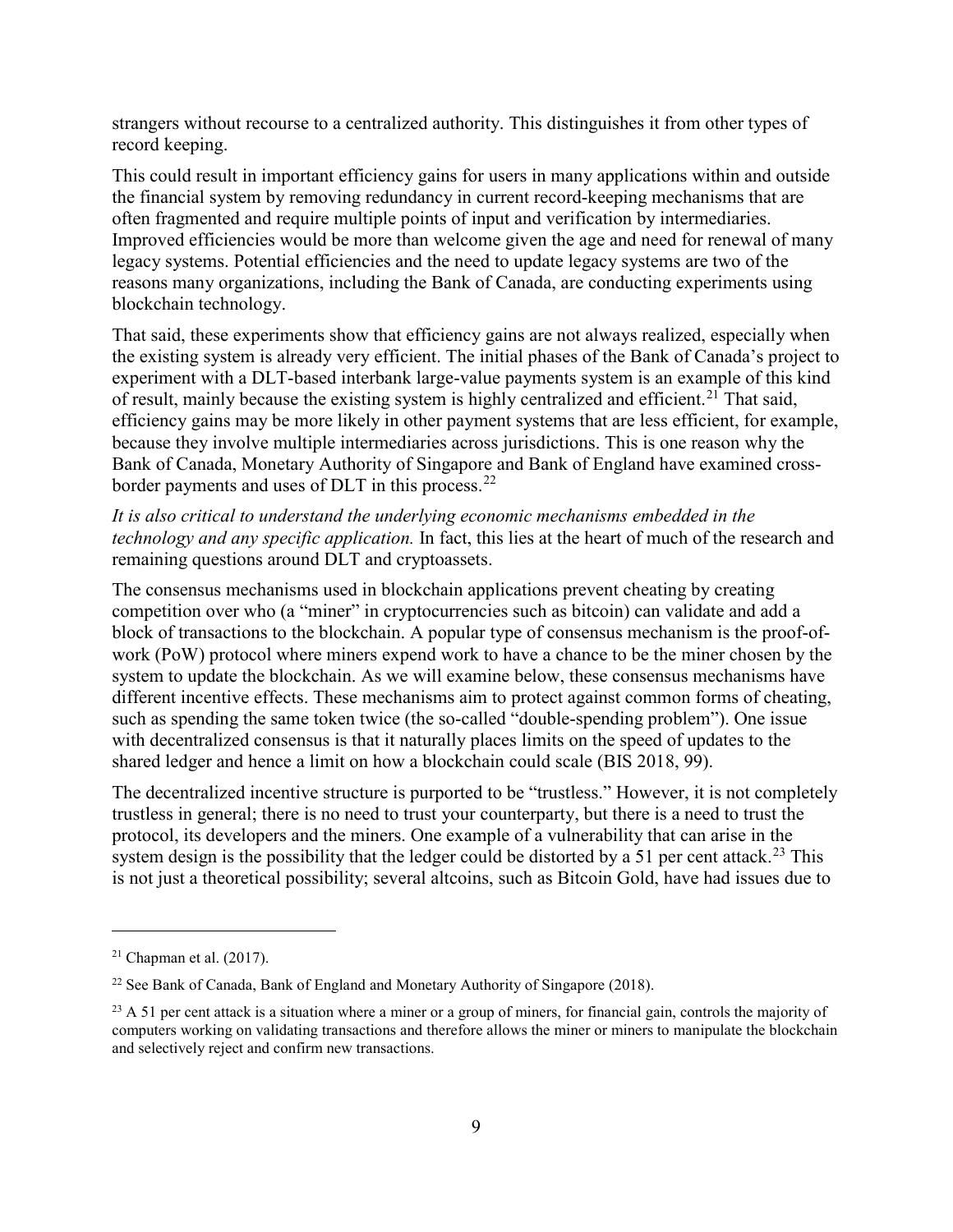strangers without recourse to a centralized authority. This distinguishes it from other types of record keeping.

This could result in important efficiency gains for users in many applications within and outside the financial system by removing redundancy in current record-keeping mechanisms that are often fragmented and require multiple points of input and verification by intermediaries. Improved efficiencies would be more than welcome given the age and need for renewal of many legacy systems. Potential efficiencies and the need to update legacy systems are two of the reasons many organizations, including the Bank of Canada, are conducting experiments using blockchain technology.

That said, these experiments show that efficiency gains are not always realized, especially when the existing system is already very efficient. The initial phases of the Bank of Canada's project to experiment with a DLT-based interbank large-value payments system is an example of this kind of result, mainly because the existing system is highly centralized and efficient.[21] That said, efficiency gains may be more likely in other payment systems that are less efficient, for example, because they involve multiple intermediaries across jurisdictions. This is one reason why the Bank of Canada, Monetary Authority of Singapore and Bank of England have examined cross-border payments and uses of DLT in this process.[22]

*It is also critical to understand the underlying economic mechanisms embedded in the technology and any specific application.* In fact, this lies at the heart of much of the research and remaining questions around DLT and cryptoassets.

The consensus mechanisms used in blockchain applications prevent cheating by creating competition over who (a "miner" in cryptocurrencies such as bitcoin) can validate and add a block of transactions to the blockchain. A popular type of consensus mechanism is the proof-of-work (PoW) protocol where miners expend work to have a chance to be the miner chosen by the system to update the blockchain. As we will examine below, these consensus mechanisms have different incentive effects. These mechanisms aim to protect against common forms of cheating, such as spending the same token twice (the so-called "double-spending problem"). One issue with decentralized consensus is that it naturally places limits on the speed of updates to the shared ledger and hence a limit on how a blockchain could scale (BIS 2018, 99).

The decentralized incentive structure is purported to be "trustless." However, it is not completely trustless in general; there is no need to trust your counterparty, but there is a need to trust the protocol, its developers and the miners. One example of a vulnerability that can arise in the system design is the possibility that the ledger could be distorted by a 51 per cent attack.[23] This is not just a theoretical possibility; several altcoins, such as Bitcoin Gold, have had issues due to

---

[21] Chapman et al. (2017).

[22] See Bank of Canada, Bank of England and Monetary Authority of Singapore (2018).

[23] A 51 per cent attack is a situation where a miner or a group of miners, for financial gain, controls the majority of computers working on validating transactions and therefore allows the miner or miners to manipulate the blockchain and selectively reject and confirm new transactions.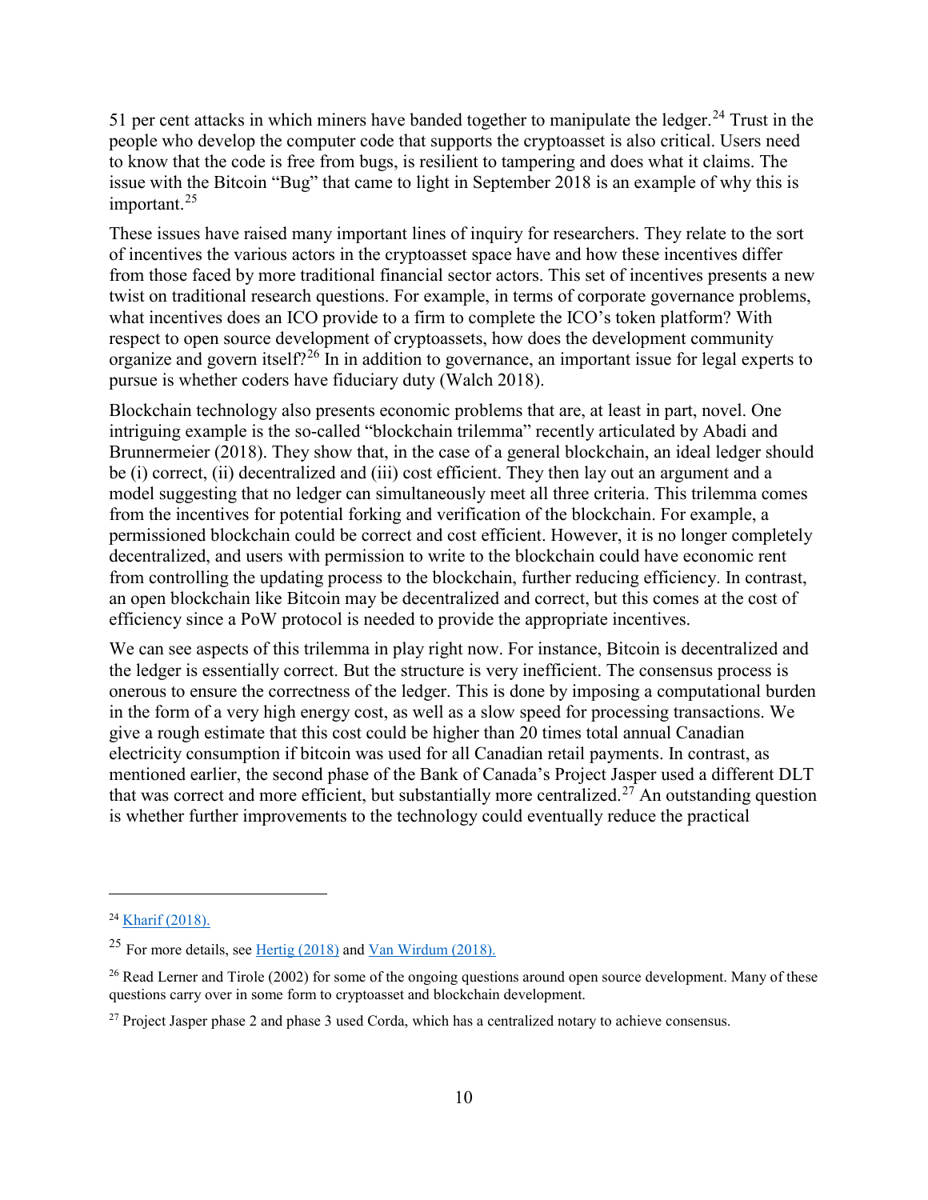51 per cent attacks in which miners have banded together to manipulate the ledger.[24] Trust in the people who develop the computer code that supports the cryptoasset is also critical. Users need to know that the code is free from bugs, is resilient to tampering and does what it claims. The issue with the Bitcoin "Bug" that came to light in September 2018 is an example of why this is important.[25]

These issues have raised many important lines of inquiry for researchers. They relate to the sort of incentives the various actors in the cryptoasset space have and how these incentives differ from those faced by more traditional financial sector actors. This set of incentives presents a new twist on traditional research questions. For example, in terms of corporate governance problems, what incentives does an ICO provide to a firm to complete the ICO's token platform? With respect to open source development of cryptoassets, how does the development community organize and govern itself?[26] In in addition to governance, an important issue for legal experts to pursue is whether coders have fiduciary duty (Walch 2018).

Blockchain technology also presents economic problems that are, at least in part, novel. One intriguing example is the so-called "blockchain trilemma" recently articulated by Abadi and Brunnermeier (2018). They show that, in the case of a general blockchain, an ideal ledger should be (i) correct, (ii) decentralized and (iii) cost efficient. They then lay out an argument and a model suggesting that no ledger can simultaneously meet all three criteria. This trilemma comes from the incentives for potential forking and verification of the blockchain. For example, a permissioned blockchain could be correct and cost efficient. However, it is no longer completely decentralized, and users with permission to write to the blockchain could have economic rent from controlling the updating process to the blockchain, further reducing efficiency. In contrast, an open blockchain like Bitcoin may be decentralized and correct, but this comes at the cost of efficiency since a PoW protocol is needed to provide the appropriate incentives.

We can see aspects of this trilemma in play right now. For instance, Bitcoin is decentralized and the ledger is essentially correct. But the structure is very inefficient. The consensus process is onerous to ensure the correctness of the ledger. This is done by imposing a computational burden in the form of a very high energy cost, as well as a slow speed for processing transactions. We give a rough estimate that this cost could be higher than 20 times total annual Canadian electricity consumption if bitcoin was used for all Canadian retail payments. In contrast, as mentioned earlier, the second phase of the Bank of Canada's Project Jasper used a different DLT that was correct and more efficient, but substantially more centralized.[27] An outstanding question is whether further improvements to the technology could eventually reduce the practical

---

[24] Kharif (2018).

[25] For more details, see Hertig (2018) and Van Wirdum (2018).

[26] Read Lerner and Tirole (2002) for some of the ongoing questions around open source development. Many of these questions carry over in some form to cryptoasset and blockchain development.

[27] Project Jasper phase 2 and phase 3 used Corda, which has a centralized notary to achieve consensus.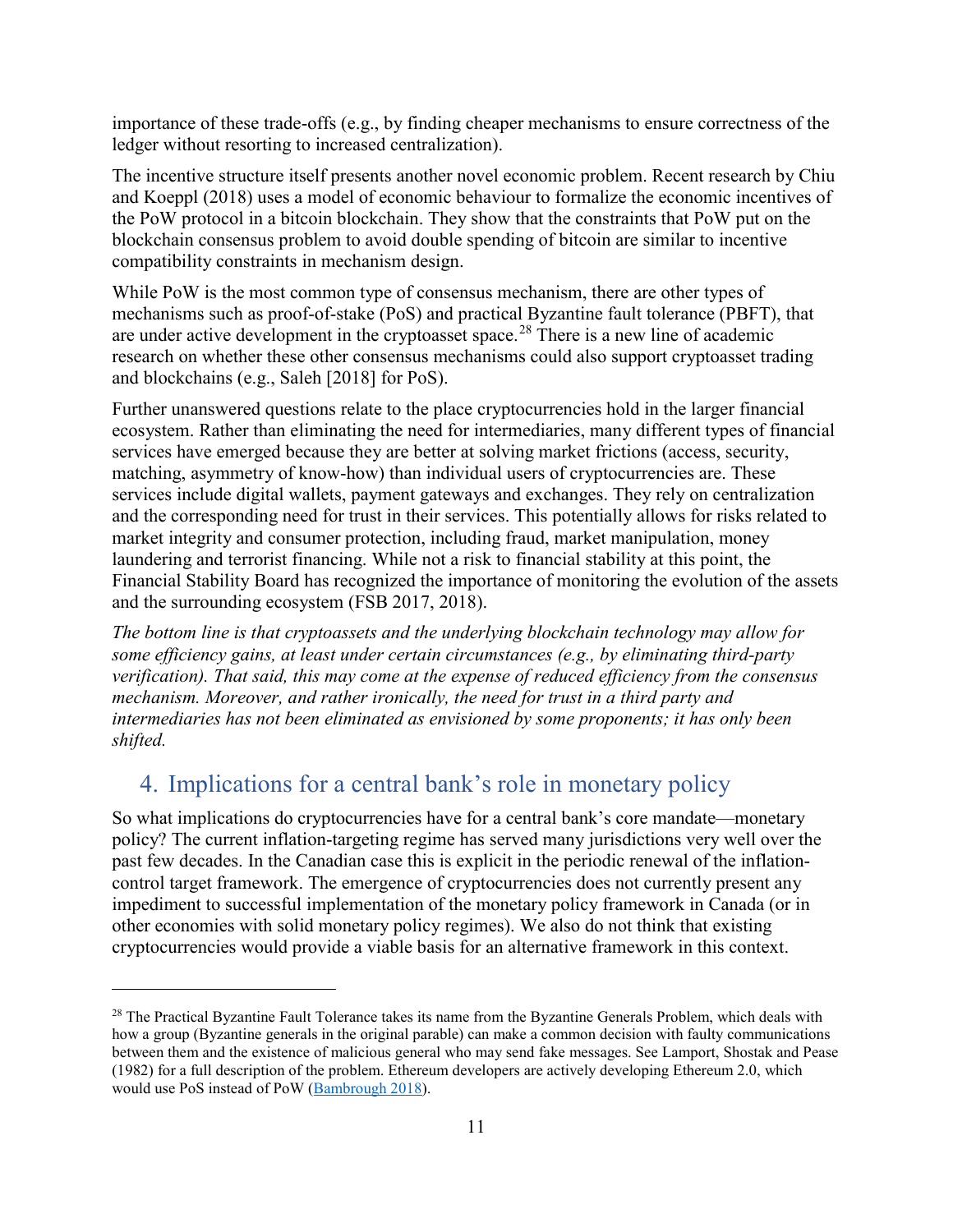importance of these trade-offs (e.g., by finding cheaper mechanisms to ensure correctness of the ledger without resorting to increased centralization).

The incentive structure itself presents another novel economic problem. Recent research by Chiu and Koeppl (2018) uses a model of economic behaviour to formalize the economic incentives of the PoW protocol in a bitcoin blockchain. They show that the constraints that PoW put on the blockchain consensus problem to avoid double spending of bitcoin are similar to incentive compatibility constraints in mechanism design.

While PoW is the most common type of consensus mechanism, there are other types of mechanisms such as proof-of-stake (PoS) and practical Byzantine fault tolerance (PBFT), that are under active development in the cryptoasset space.[28] There is a new line of academic research on whether these other consensus mechanisms could also support cryptoasset trading and blockchains (e.g., Saleh [2018] for PoS).

Further unanswered questions relate to the place cryptocurrencies hold in the larger financial ecosystem. Rather than eliminating the need for intermediaries, many different types of financial services have emerged because they are better at solving market frictions (access, security, matching, asymmetry of know-how) than individual users of cryptocurrencies are. These services include digital wallets, payment gateways and exchanges. They rely on centralization and the corresponding need for trust in their services. This potentially allows for risks related to market integrity and consumer protection, including fraud, market manipulation, money laundering and terrorist financing. While not a risk to financial stability at this point, the Financial Stability Board has recognized the importance of monitoring the evolution of the assets and the surrounding ecosystem (FSB 2017, 2018).

*The bottom line is that cryptoassets and the underlying blockchain technology may allow for some efficiency gains, at least under certain circumstances (e.g., by eliminating third-party verification). That said, this may come at the expense of reduced efficiency from the consensus mechanism. Moreover, and rather ironically, the need for trust in a third party and intermediaries has not been eliminated as envisioned by some proponents; it has only been shifted.*

## 4. Implications for a central bank's role in monetary policy

So what implications do cryptocurrencies have for a central bank's core mandate—monetary policy? The current inflation-targeting regime has served many jurisdictions very well over the past few decades. In the Canadian case this is explicit in the periodic renewal of the inflation-control target framework. The emergence of cryptocurrencies does not currently present any impediment to successful implementation of the monetary policy framework in Canada (or in other economies with solid monetary policy regimes). We also do not think that existing cryptocurrencies would provide a viable basis for an alternative framework in this context.

---

[28] The Practical Byzantine Fault Tolerance takes its name from the Byzantine Generals Problem, which deals with how a group (Byzantine generals in the original parable) can make a common decision with faulty communications between them and the existence of malicious general who may send fake messages. See Lamport, Shostak and Pease (1982) for a full description of the problem. Ethereum developers are actively developing Ethereum 2.0, which would use PoS instead of PoW (Bambrough 2018).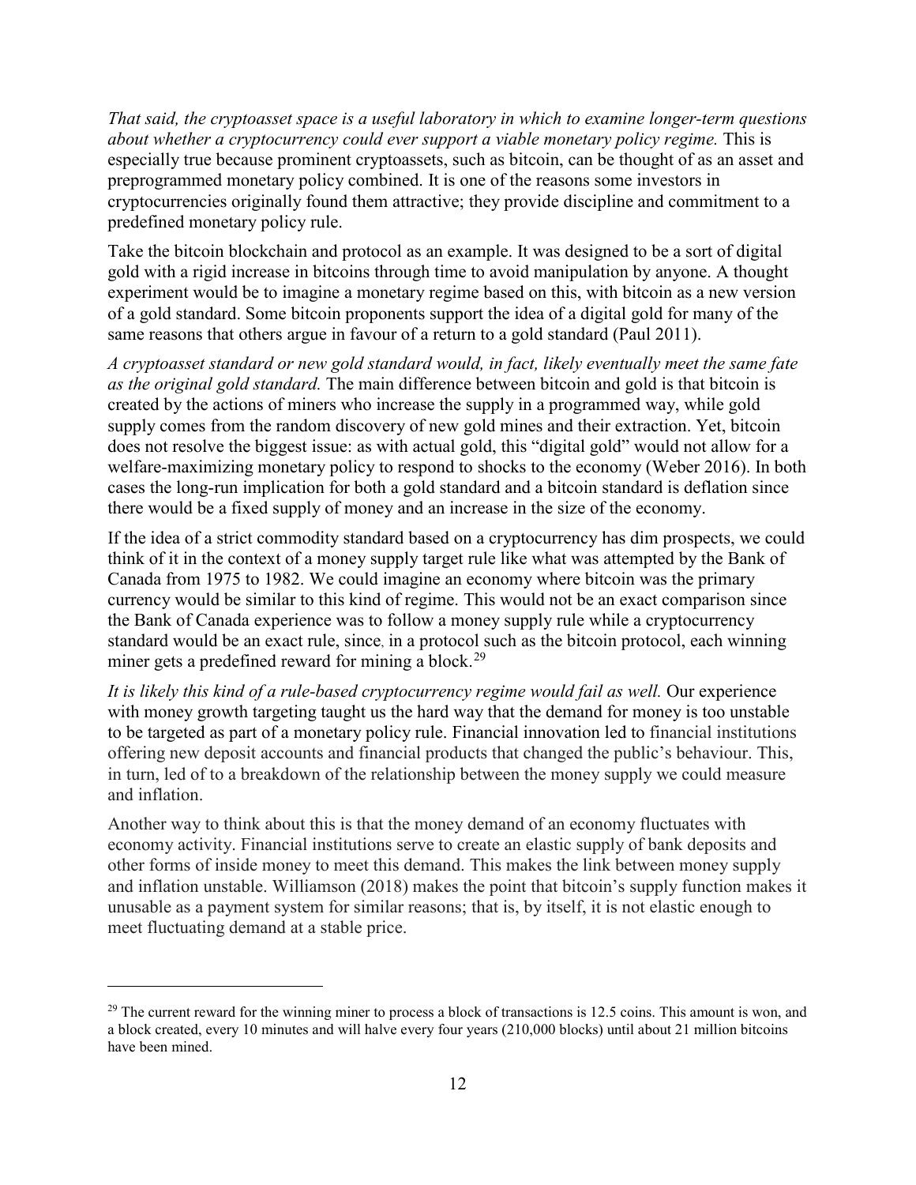*That said, the cryptoasset space is a useful laboratory in which to examine longer-term questions about whether a cryptocurrency could ever support a viable monetary policy regime.* This is especially true because prominent cryptoassets, such as bitcoin, can be thought of as an asset and preprogrammed monetary policy combined. It is one of the reasons some investors in cryptocurrencies originally found them attractive; they provide discipline and commitment to a predefined monetary policy rule.

Take the bitcoin blockchain and protocol as an example. It was designed to be a sort of digital gold with a rigid increase in bitcoins through time to avoid manipulation by anyone. A thought experiment would be to imagine a monetary regime based on this, with bitcoin as a new version of a gold standard. Some bitcoin proponents support the idea of a digital gold for many of the same reasons that others argue in favour of a return to a gold standard (Paul 2011).

*A cryptoasset standard or new gold standard would, in fact, likely eventually meet the same fate as the original gold standard.* The main difference between bitcoin and gold is that bitcoin is created by the actions of miners who increase the supply in a programmed way, while gold supply comes from the random discovery of new gold mines and their extraction. Yet, bitcoin does not resolve the biggest issue: as with actual gold, this "digital gold" would not allow for a welfare-maximizing monetary policy to respond to shocks to the economy (Weber 2016). In both cases the long-run implication for both a gold standard and a bitcoin standard is deflation since there would be a fixed supply of money and an increase in the size of the economy.

If the idea of a strict commodity standard based on a cryptocurrency has dim prospects, we could think of it in the context of a money supply target rule like what was attempted by the Bank of Canada from 1975 to 1982. We could imagine an economy where bitcoin was the primary currency would be similar to this kind of regime. This would not be an exact comparison since the Bank of Canada experience was to follow a money supply rule while a cryptocurrency standard would be an exact rule, since, in a protocol such as the bitcoin protocol, each winning miner gets a predefined reward for mining a block.[29]

*It is likely this kind of a rule-based cryptocurrency regime would fail as well.* Our experience with money growth targeting taught us the hard way that the demand for money is too unstable to be targeted as part of a monetary policy rule. Financial innovation led to financial institutions offering new deposit accounts and financial products that changed the public's behaviour. This, in turn, led of to a breakdown of the relationship between the money supply we could measure and inflation.

Another way to think about this is that the money demand of an economy fluctuates with economy activity. Financial institutions serve to create an elastic supply of bank deposits and other forms of inside money to meet this demand. This makes the link between money supply and inflation unstable. Williamson (2018) makes the point that bitcoin's supply function makes it unusable as a payment system for similar reasons; that is, by itself, it is not elastic enough to meet fluctuating demand at a stable price.

[29] The current reward for the winning miner to process a block of transactions is 12.5 coins. This amount is won, and a block created, every 10 minutes and will halve every four years (210,000 blocks) until about 21 million bitcoins have been mined.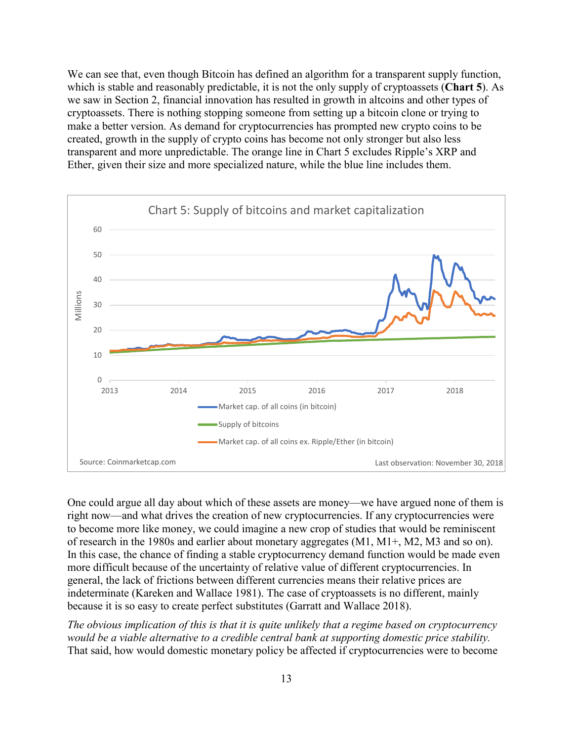We can see that, even though Bitcoin has defined an algorithm for a transparent supply function, which is stable and reasonably predictable, it is not the only supply of cryptoassets (**Chart 5**). As we saw in Section 2, financial innovation has resulted in growth in altcoins and other types of cryptoassets. There is nothing stopping someone from setting up a bitcoin clone or trying to make a better version. As demand for cryptocurrencies has prompted new crypto coins to be created, growth in the supply of crypto coins has become not only stronger but also less transparent and more unpredictable. The orange line in Chart 5 excludes Ripple's XRP and Ether, given their size and more specialized nature, while the blue line includes them.

Chart 5: Supply of bitcoins and market capitalization

Source: Coinmarketcap.com

Last observation: November 30, 2018

One could argue all day about which of these assets are money—we have argued none of them is right now—and what drives the creation of new cryptocurrencies. If any cryptocurrencies were to become more like money, we could imagine a new crop of studies that would be reminiscent of research in the 1980s and earlier about monetary aggregates (M1, M1+, M2, M3 and so on). In this case, the chance of finding a stable cryptocurrency demand function would be made even more difficult because of the uncertainty of relative value of different cryptocurrencies. In general, the lack of frictions between different currencies means their relative prices are indeterminate (Kareken and Wallace 1981). The case of cryptoassets is no different, mainly because it is so easy to create perfect substitutes (Garratt and Wallace 2018).

*The obvious implication of this is that it is quite unlikely that a regime based on cryptocurrency would be a viable alternative to a credible central bank at supporting domestic price stability.* That said, how would domestic monetary policy be affected if cryptocurrencies were to become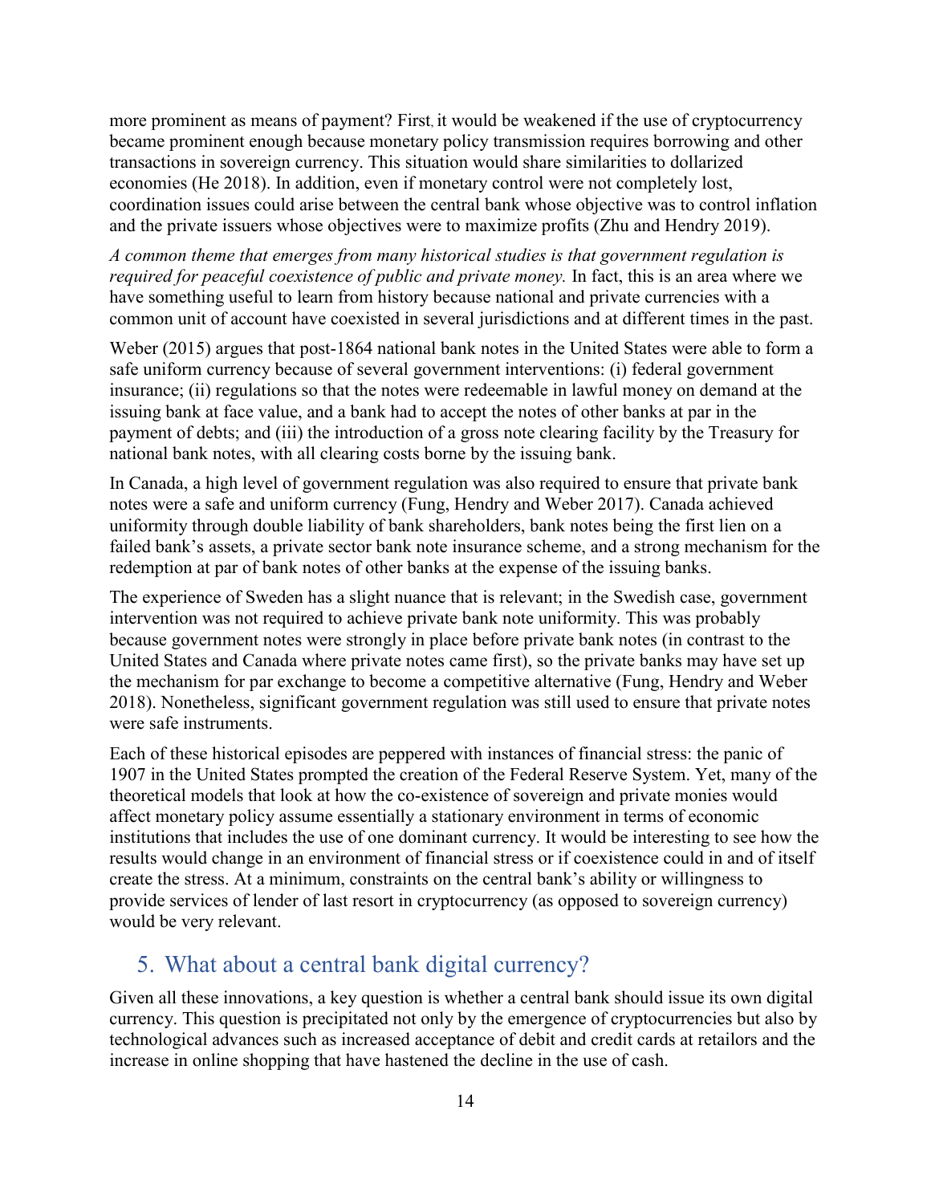more prominent as means of payment? First, it would be weakened if the use of cryptocurrency became prominent enough because monetary policy transmission requires borrowing and other transactions in sovereign currency. This situation would share similarities to dollarized economies (He 2018). In addition, even if monetary control were not completely lost, coordination issues could arise between the central bank whose objective was to control inflation and the private issuers whose objectives were to maximize profits (Zhu and Hendry 2019).

*A common theme that emerges from many historical studies is that government regulation is required for peaceful coexistence of public and private money.* In fact, this is an area where we have something useful to learn from history because national and private currencies with a common unit of account have coexisted in several jurisdictions and at different times in the past.

Weber (2015) argues that post-1864 national bank notes in the United States were able to form a safe uniform currency because of several government interventions: (i) federal government insurance; (ii) regulations so that the notes were redeemable in lawful money on demand at the issuing bank at face value, and a bank had to accept the notes of other banks at par in the payment of debts; and (iii) the introduction of a gross note clearing facility by the Treasury for national bank notes, with all clearing costs borne by the issuing bank.

In Canada, a high level of government regulation was also required to ensure that private bank notes were a safe and uniform currency (Fung, Hendry and Weber 2017). Canada achieved uniformity through double liability of bank shareholders, bank notes being the first lien on a failed bank's assets, a private sector bank note insurance scheme, and a strong mechanism for the redemption at par of bank notes of other banks at the expense of the issuing banks.

The experience of Sweden has a slight nuance that is relevant; in the Swedish case, government intervention was not required to achieve private bank note uniformity. This was probably because government notes were strongly in place before private bank notes (in contrast to the United States and Canada where private notes came first), so the private banks may have set up the mechanism for par exchange to become a competitive alternative (Fung, Hendry and Weber 2018). Nonetheless, significant government regulation was still used to ensure that private notes were safe instruments.

Each of these historical episodes are peppered with instances of financial stress: the panic of 1907 in the United States prompted the creation of the Federal Reserve System. Yet, many of the theoretical models that look at how the co-existence of sovereign and private monies would affect monetary policy assume essentially a stationary environment in terms of economic institutions that includes the use of one dominant currency. It would be interesting to see how the results would change in an environment of financial stress or if coexistence could in and of itself create the stress. At a minimum, constraints on the central bank's ability or willingness to provide services of lender of last resort in cryptocurrency (as opposed to sovereign currency) would be very relevant.

## 5. What about a central bank digital currency?

Given all these innovations, a key question is whether a central bank should issue its own digital currency. This question is precipitated not only by the emergence of cryptocurrencies but also by technological advances such as increased acceptance of debit and credit cards at retailors and the increase in online shopping that have hastened the decline in the use of cash.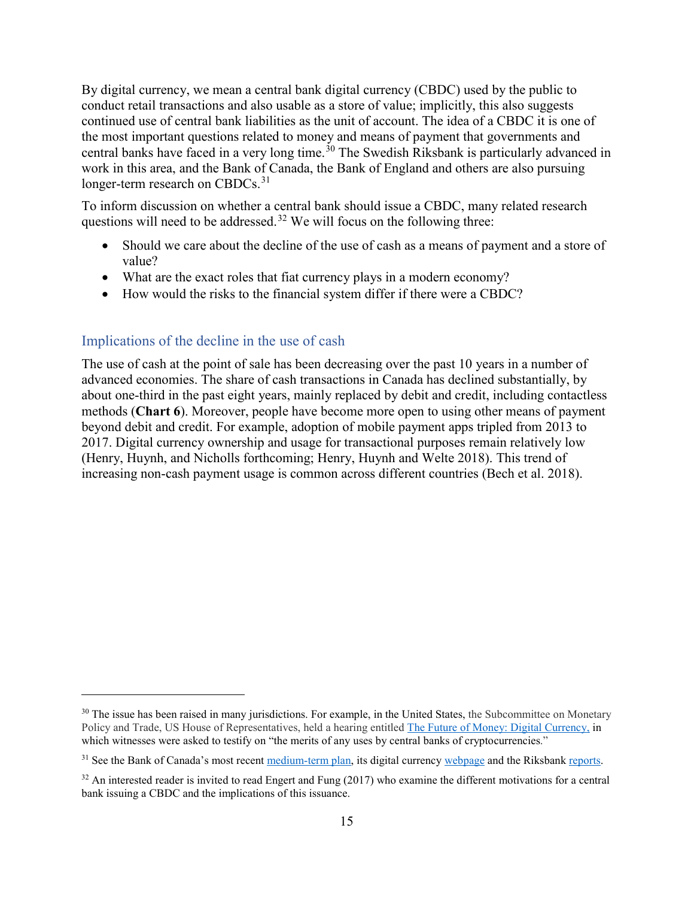By digital currency, we mean a central bank digital currency (CBDC) used by the public to conduct retail transactions and also usable as a store of value; implicitly, this also suggests continued use of central bank liabilities as the unit of account. The idea of a CBDC it is one of the most important questions related to money and means of payment that governments and central banks have faced in a very long time.[30] The Swedish Riksbank is particularly advanced in work in this area, and the Bank of Canada, the Bank of England and others are also pursuing longer-term research on CBDCs.[31]

To inform discussion on whether a central bank should issue a CBDC, many related research questions will need to be addressed.[32] We will focus on the following three:

- Should we care about the decline of the use of cash as a means of payment and a store of value?
- What are the exact roles that fiat currency plays in a modern economy?
- How would the risks to the financial system differ if there were a CBDC?

## Implications of the decline in the use of cash

The use of cash at the point of sale has been decreasing over the past 10 years in a number of advanced economies. The share of cash transactions in Canada has declined substantially, by about one-third in the past eight years, mainly replaced by debit and credit, including contactless methods (**Chart 6**). Moreover, people have become more open to using other means of payment beyond debit and credit. For example, adoption of mobile payment apps tripled from 2013 to 2017. Digital currency ownership and usage for transactional purposes remain relatively low (Henry, Huynh, and Nicholls forthcoming; Henry, Huynh and Welte 2018). This trend of increasing non-cash payment usage is common across different countries (Bech et al. 2018).

---

[30] The issue has been raised in many jurisdictions. For example, in the United States, the Subcommittee on Monetary Policy and Trade, US House of Representatives, held a hearing entitled The Future of Money: Digital Currency, in which witnesses were asked to testify on "the merits of any uses by central banks of cryptocurrencies."

[31] See the Bank of Canada's most recent medium-term plan, its digital currency webpage and the Riksbank reports.

[32] An interested reader is invited to read Engert and Fung (2017) who examine the different motivations for a central bank issuing a CBDC and the implications of this issuance.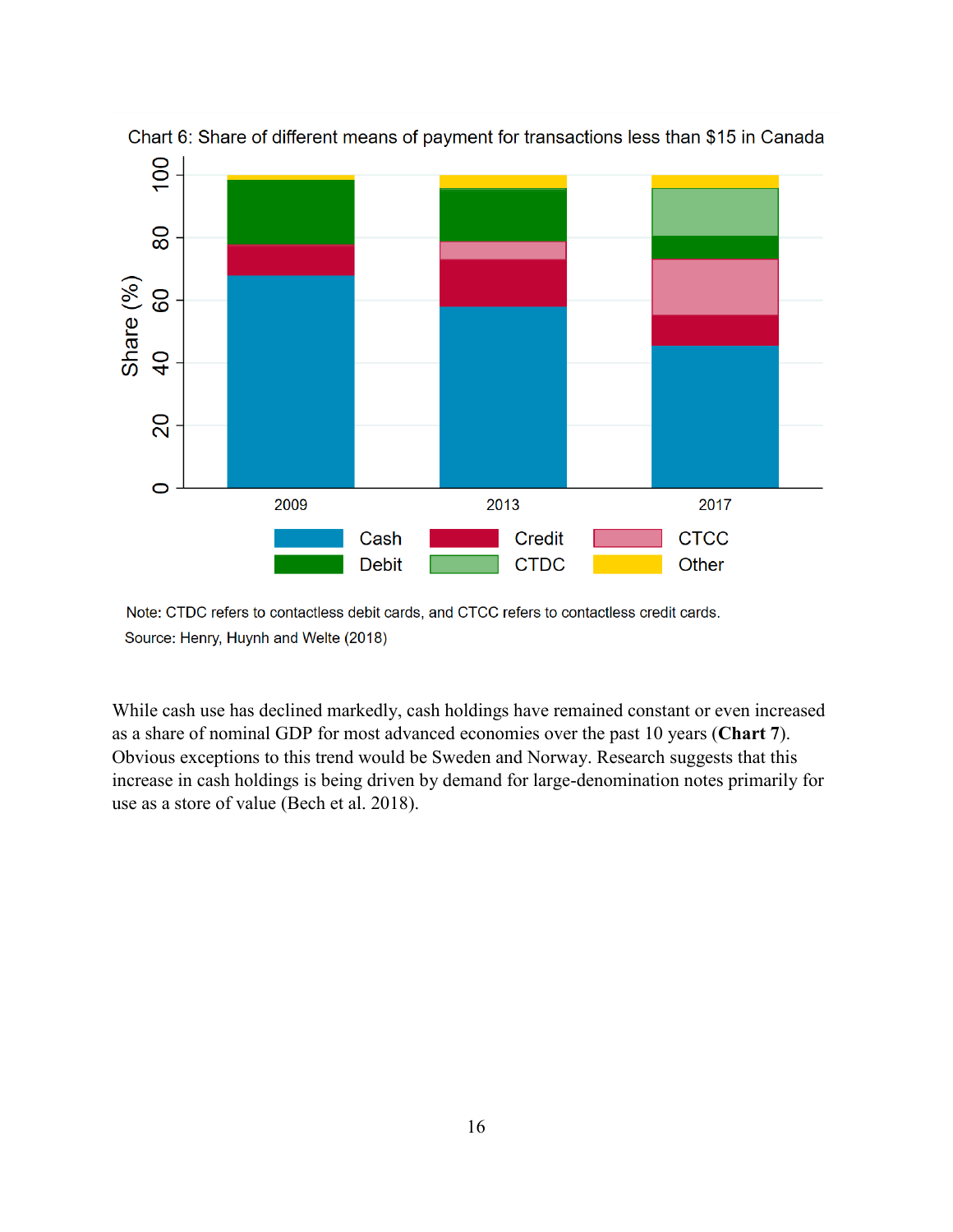Chart 6: Share of different means of payment for transactions less than $15 in Canada

Note: CTDC refers to contactless debit cards, and CTCC refers to contactless credit cards.

Source: Henry, Huynh and Welte (2018)

While cash use has declined markedly, cash holdings have remained constant or even increased as a share of nominal GDP for most advanced economies over the past 10 years (**Chart 7**). Obvious exceptions to this trend would be Sweden and Norway. Research suggests that this increase in cash holdings is being driven by demand for large-denomination notes primarily for use as a store of value (Bech et al. 2018).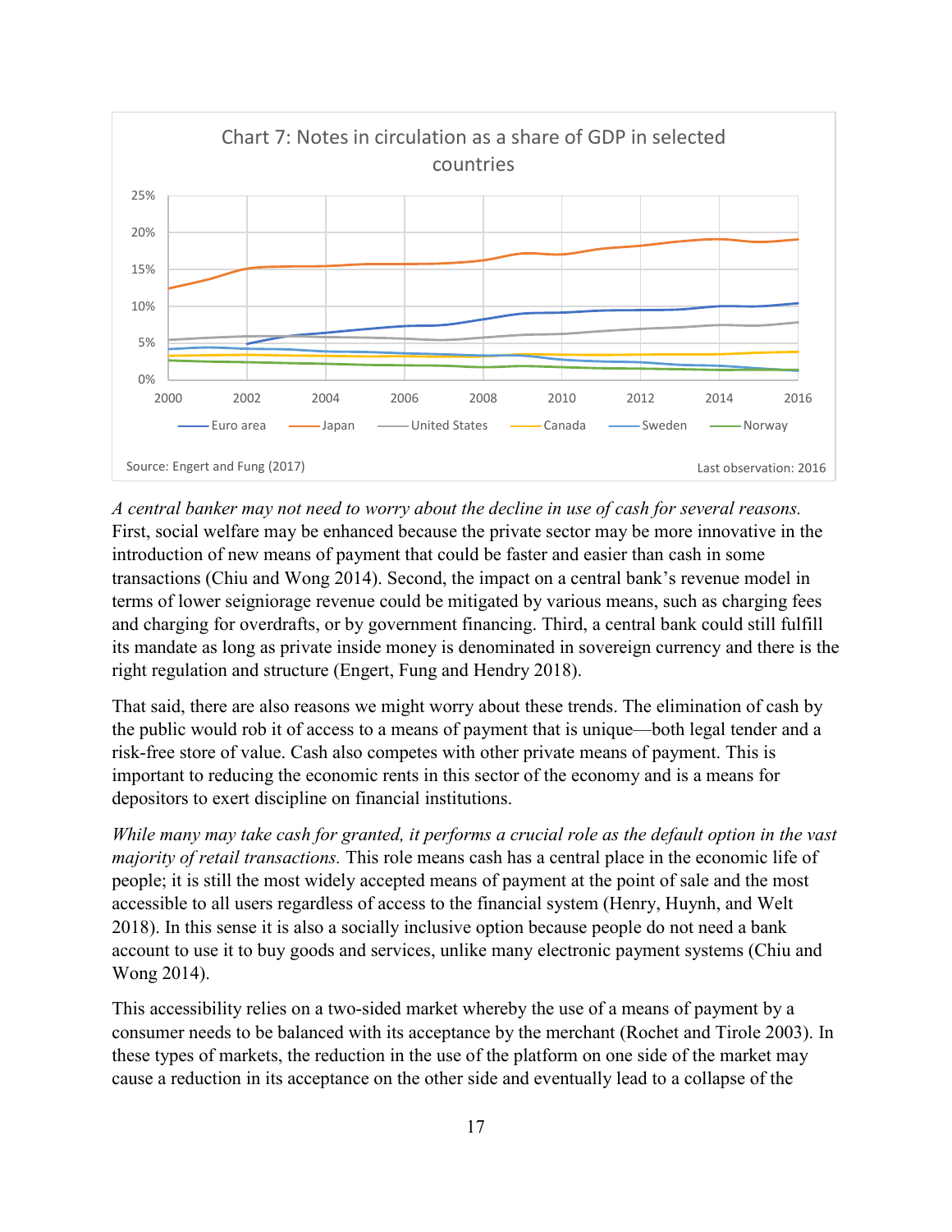Chart 7: Notes in circulation as a share of GDP in selected countries

Source: Engert and Fung (2017)

Last observation: 2016

*A central banker may not need to worry about the decline in use of cash for several reasons.* First, social welfare may be enhanced because the private sector may be more innovative in the introduction of new means of payment that could be faster and easier than cash in some transactions (Chiu and Wong 2014). Second, the impact on a central bank's revenue model in terms of lower seigniorage revenue could be mitigated by various means, such as charging fees and charging for overdrafts, or by government financing. Third, a central bank could still fulfill its mandate as long as private inside money is denominated in sovereign currency and there is the right regulation and structure (Engert, Fung and Hendry 2018).

That said, there are also reasons we might worry about these trends. The elimination of cash by the public would rob it of access to a means of payment that is unique—both legal tender and a risk-free store of value. Cash also competes with other private means of payment. This is important to reducing the economic rents in this sector of the economy and is a means for depositors to exert discipline on financial institutions.

*While many may take cash for granted, it performs a crucial role as the default option in the vast majority of retail transactions.* This role means cash has a central place in the economic life of people; it is still the most widely accepted means of payment at the point of sale and the most accessible to all users regardless of access to the financial system (Henry, Huynh, and Welt 2018). In this sense it is also a socially inclusive option because people do not need a bank account to use it to buy goods and services, unlike many electronic payment systems (Chiu and Wong 2014).

This accessibility relies on a two-sided market whereby the use of a means of payment by a consumer needs to be balanced with its acceptance by the merchant (Rochet and Tirole 2003). In these types of markets, the reduction in the use of the platform on one side of the market may cause a reduction in its acceptance on the other side and eventually lead to a collapse of the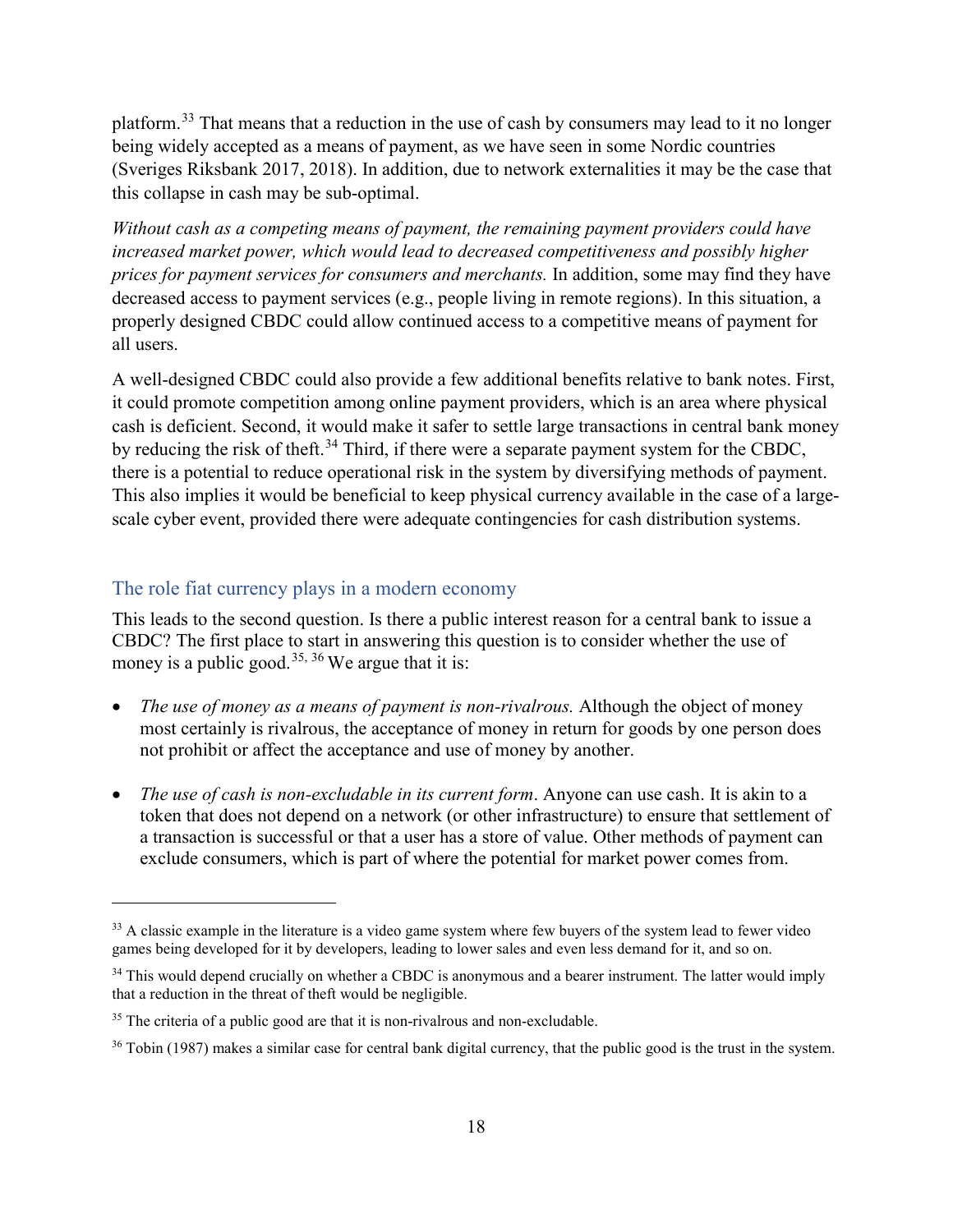platform.[33] That means that a reduction in the use of cash by consumers may lead to it no longer being widely accepted as a means of payment, as we have seen in some Nordic countries (Sveriges Riksbank 2017, 2018). In addition, due to network externalities it may be the case that this collapse in cash may be sub-optimal.

*Without cash as a competing means of payment, the remaining payment providers could have increased market power, which would lead to decreased competitiveness and possibly higher prices for payment services for consumers and merchants.* In addition, some may find they have decreased access to payment services (e.g., people living in remote regions). In this situation, a properly designed CBDC could allow continued access to a competitive means of payment for all users.

A well-designed CBDC could also provide a few additional benefits relative to bank notes. First, it could promote competition among online payment providers, which is an area where physical cash is deficient. Second, it would make it safer to settle large transactions in central bank money by reducing the risk of theft.[34] Third, if there were a separate payment system for the CBDC, there is a potential to reduce operational risk in the system by diversifying methods of payment. This also implies it would be beneficial to keep physical currency available in the case of a large-scale cyber event, provided there were adequate contingencies for cash distribution systems.

## The role fiat currency plays in a modern economy

This leads to the second question. Is there a public interest reason for a central bank to issue a CBDC? The first place to start in answering this question is to consider whether the use of money is a public good.[35, 36] We argue that it is:

- *The use of money as a means of payment is non-rivalrous.* Although the object of money most certainly is rivalrous, the acceptance of money in return for goods by one person does not prohibit or affect the acceptance and use of money by another.

- *The use of cash is non-excludable in its current form*. Anyone can use cash. It is akin to a token that does not depend on a network (or other infrastructure) to ensure that settlement of a transaction is successful or that a user has a store of value. Other methods of payment can exclude consumers, which is part of where the potential for market power comes from.

---

[33] A classic example in the literature is a video game system where few buyers of the system lead to fewer video games being developed for it by developers, leading to lower sales and even less demand for it, and so on.

[34] This would depend crucially on whether a CBDC is anonymous and a bearer instrument. The latter would imply that a reduction in the threat of theft would be negligible.

[35] The criteria of a public good are that it is non-rivalrous and non-excludable.

[36] Tobin (1987) makes a similar case for central bank digital currency, that the public good is the trust in the system.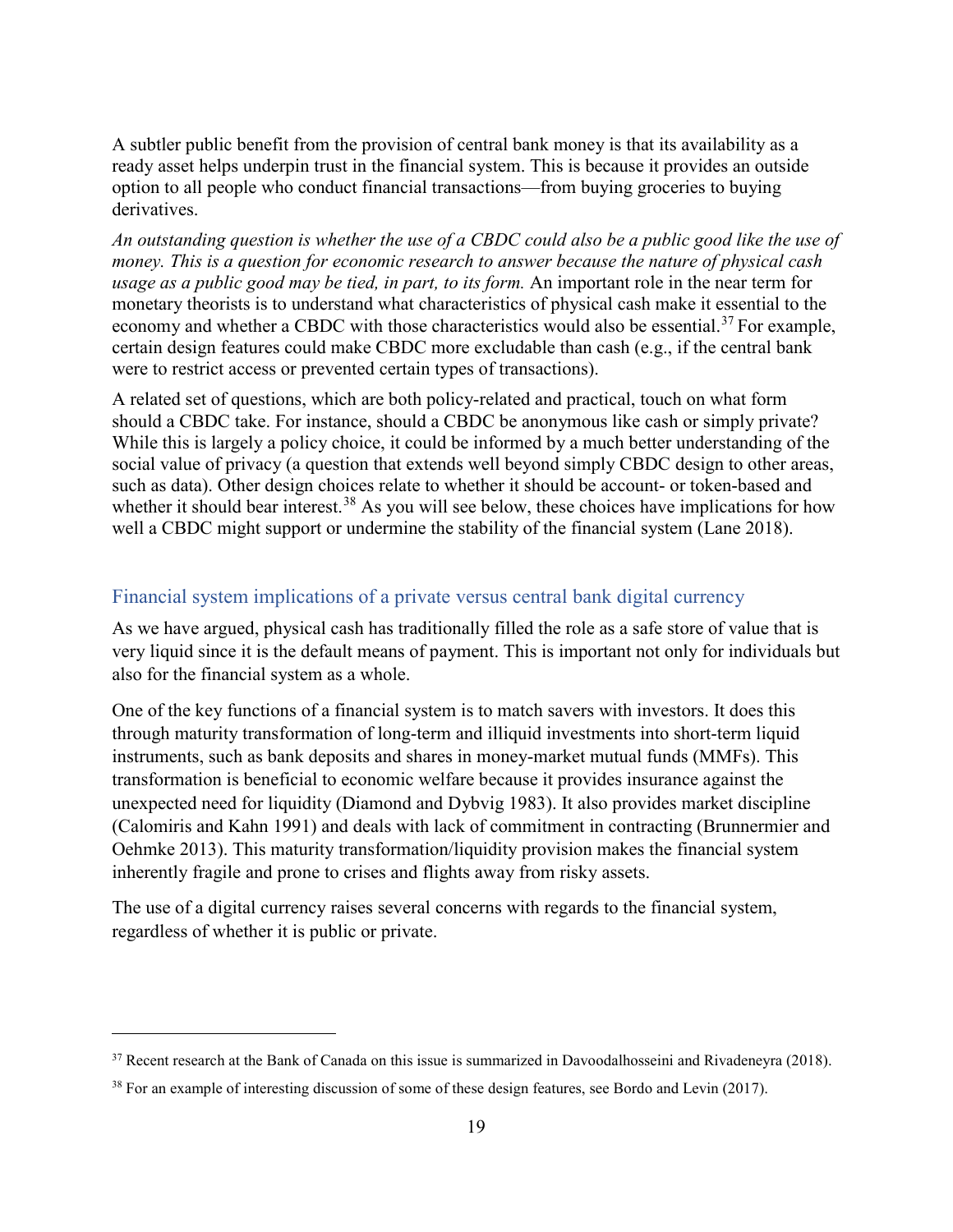A subtler public benefit from the provision of central bank money is that its availability as a ready asset helps underpin trust in the financial system. This is because it provides an outside option to all people who conduct financial transactions—from buying groceries to buying derivatives.

*An outstanding question is whether the use of a CBDC could also be a public good like the use of money. This is a question for economic research to answer because the nature of physical cash usage as a public good may be tied, in part, to its form.* An important role in the near term for monetary theorists is to understand what characteristics of physical cash make it essential to the economy and whether a CBDC with those characteristics would also be essential.[37] For example, certain design features could make CBDC more excludable than cash (e.g., if the central bank were to restrict access or prevented certain types of transactions).

A related set of questions, which are both policy-related and practical, touch on what form should a CBDC take. For instance, should a CBDC be anonymous like cash or simply private? While this is largely a policy choice, it could be informed by a much better understanding of the social value of privacy (a question that extends well beyond simply CBDC design to other areas, such as data). Other design choices relate to whether it should be account- or token-based and whether it should bear interest.[38] As you will see below, these choices have implications for how well a CBDC might support or undermine the stability of the financial system (Lane 2018).

## Financial system implications of a private versus central bank digital currency

As we have argued, physical cash has traditionally filled the role as a safe store of value that is very liquid since it is the default means of payment. This is important not only for individuals but also for the financial system as a whole.

One of the key functions of a financial system is to match savers with investors. It does this through maturity transformation of long-term and illiquid investments into short-term liquid instruments, such as bank deposits and shares in money-market mutual funds (MMFs). This transformation is beneficial to economic welfare because it provides insurance against the unexpected need for liquidity (Diamond and Dybvig 1983). It also provides market discipline (Calomiris and Kahn 1991) and deals with lack of commitment in contracting (Brunnermier and Oehmke 2013). This maturity transformation/liquidity provision makes the financial system inherently fragile and prone to crises and flights away from risky assets.

The use of a digital currency raises several concerns with regards to the financial system, regardless of whether it is public or private.

---

[37] Recent research at the Bank of Canada on this issue is summarized in Davoodalhosseini and Rivadeneyra (2018).

[38] For an example of interesting discussion of some of these design features, see Bordo and Levin (2017).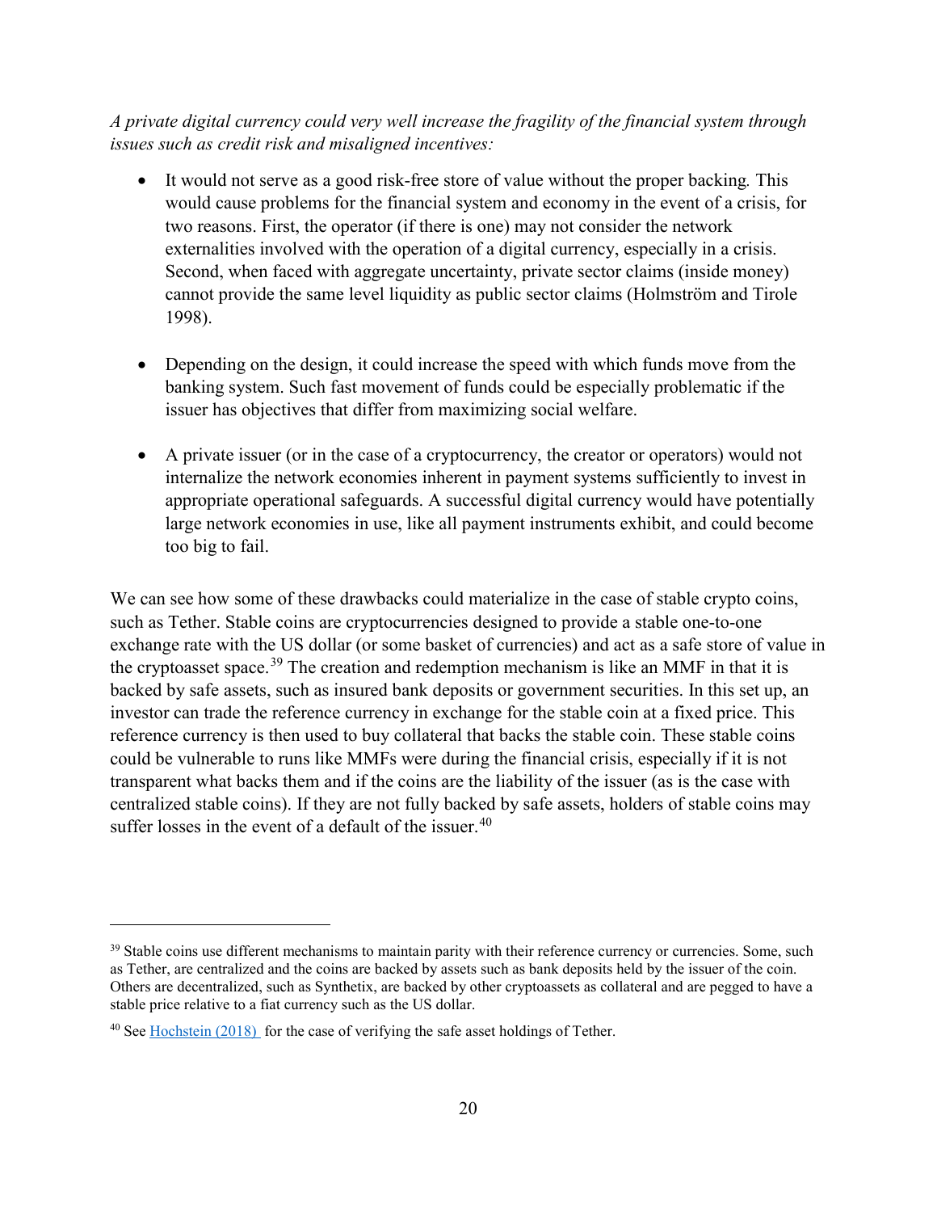*A private digital currency could very well increase the fragility of the financial system through issues such as credit risk and misaligned incentives:*

- It would not serve as a good risk-free store of value without the proper backing. This would cause problems for the financial system and economy in the event of a crisis, for two reasons. First, the operator (if there is one) may not consider the network externalities involved with the operation of a digital currency, especially in a crisis. Second, when faced with aggregate uncertainty, private sector claims (inside money) cannot provide the same level liquidity as public sector claims (Holmström and Tirole 1998).

- Depending on the design, it could increase the speed with which funds move from the banking system. Such fast movement of funds could be especially problematic if the issuer has objectives that differ from maximizing social welfare.

- A private issuer (or in the case of a cryptocurrency, the creator or operators) would not internalize the network economies inherent in payment systems sufficiently to invest in appropriate operational safeguards. A successful digital currency would have potentially large network economies in use, like all payment instruments exhibit, and could become too big to fail.

We can see how some of these drawbacks could materialize in the case of stable crypto coins, such as Tether. Stable coins are cryptocurrencies designed to provide a stable one-to-one exchange rate with the US dollar (or some basket of currencies) and act as a safe store of value in the cryptoasset space.[39] The creation and redemption mechanism is like an MMF in that it is backed by safe assets, such as insured bank deposits or government securities. In this set up, an investor can trade the reference currency in exchange for the stable coin at a fixed price. This reference currency is then used to buy collateral that backs the stable coin. These stable coins could be vulnerable to runs like MMFs were during the financial crisis, especially if it is not transparent what backs them and if the coins are the liability of the issuer (as is the case with centralized stable coins). If they are not fully backed by safe assets, holders of stable coins may suffer losses in the event of a default of the issuer.[40]

---

[39] Stable coins use different mechanisms to maintain parity with their reference currency or currencies. Some, such as Tether, are centralized and the coins are backed by assets such as bank deposits held by the issuer of the coin. Others are decentralized, such as Synthetix, are backed by other cryptoassets as collateral and are pegged to have a stable price relative to a fiat currency such as the US dollar.

[40] See Hochstein (2018) for the case of verifying the safe asset holdings of Tether.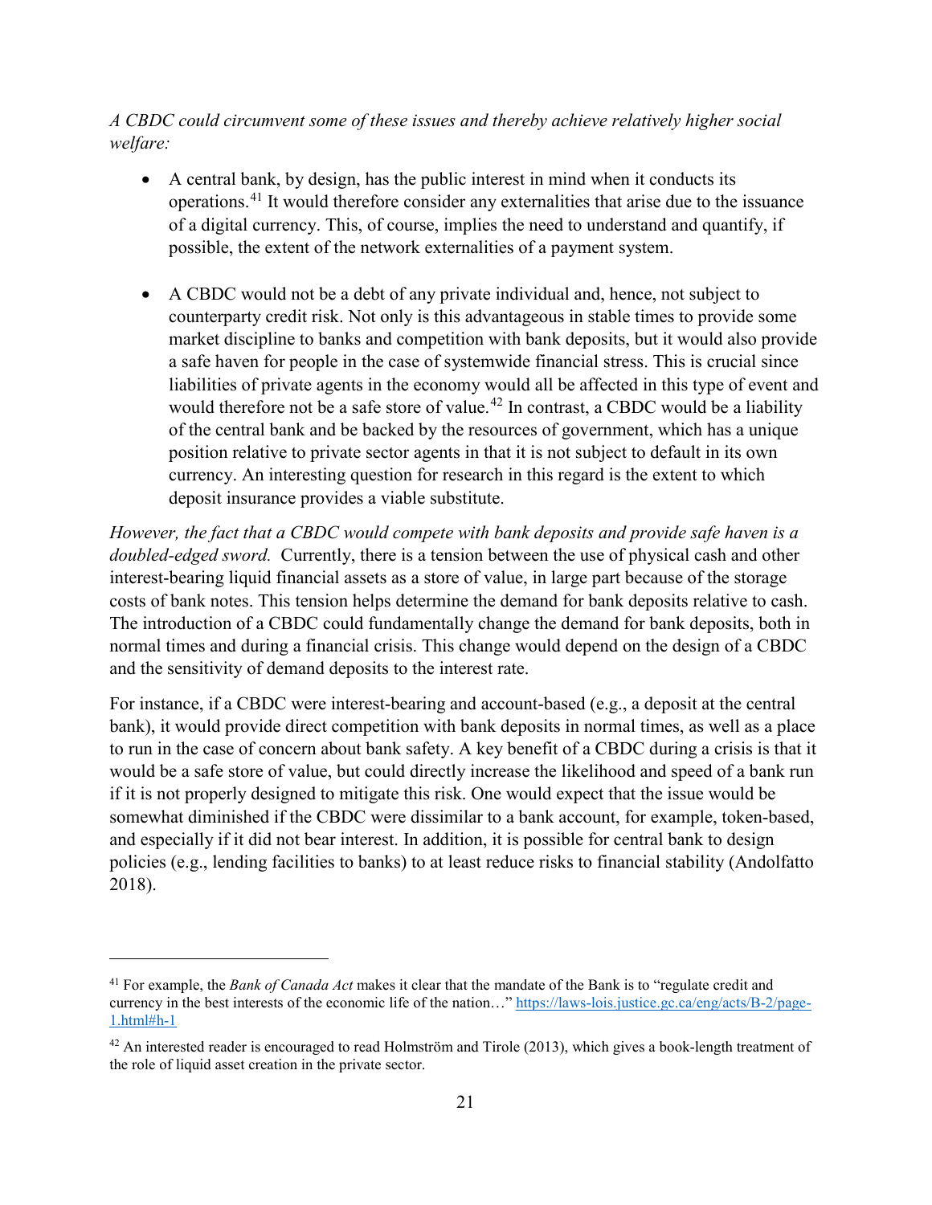*A CBDC could circumvent some of these issues and thereby achieve relatively higher social welfare:*

- A central bank, by design, has the public interest in mind when it conducts its operations.[41] It would therefore consider any externalities that arise due to the issuance of a digital currency. This, of course, implies the need to understand and quantify, if possible, the extent of the network externalities of a payment system.

- A CBDC would not be a debt of any private individual and, hence, not subject to counterparty credit risk. Not only is this advantageous in stable times to provide some market discipline to banks and competition with bank deposits, but it would also provide a safe haven for people in the case of systemwide financial stress. This is crucial since liabilities of private agents in the economy would all be affected in this type of event and would therefore not be a safe store of value.[42] In contrast, a CBDC would be a liability of the central bank and be backed by the resources of government, which has a unique position relative to private sector agents in that it is not subject to default in its own currency. An interesting question for research in this regard is the extent to which deposit insurance provides a viable substitute.

*However, the fact that a CBDC would compete with bank deposits and provide safe haven is a doubled-edged sword.* Currently, there is a tension between the use of physical cash and other interest-bearing liquid financial assets as a store of value, in large part because of the storage costs of bank notes. This tension helps determine the demand for bank deposits relative to cash. The introduction of a CBDC could fundamentally change the demand for bank deposits, both in normal times and during a financial crisis. This change would depend on the design of a CBDC and the sensitivity of demand deposits to the interest rate.

For instance, if a CBDC were interest-bearing and account-based (e.g., a deposit at the central bank), it would provide direct competition with bank deposits in normal times, as well as a place to run in the case of concern about bank safety. A key benefit of a CBDC during a crisis is that it would be a safe store of value, but could directly increase the likelihood and speed of a bank run if it is not properly designed to mitigate this risk. One would expect that the issue would be somewhat diminished if the CBDC were dissimilar to a bank account, for example, token-based, and especially if it did not bear interest. In addition, it is possible for central bank to design policies (e.g., lending facilities to banks) to at least reduce risks to financial stability (Andolfatto 2018).

---

[41] For example, the *Bank of Canada Act* makes it clear that the mandate of the Bank is to "regulate credit and currency in the best interests of the economic life of the nation…" https://laws-lois.justice.gc.ca/eng/acts/B-2/page-1.html#h-1

[42] An interested reader is encouraged to read Holmström and Tirole (2013), which gives a book-length treatment of the role of liquid asset creation in the private sector.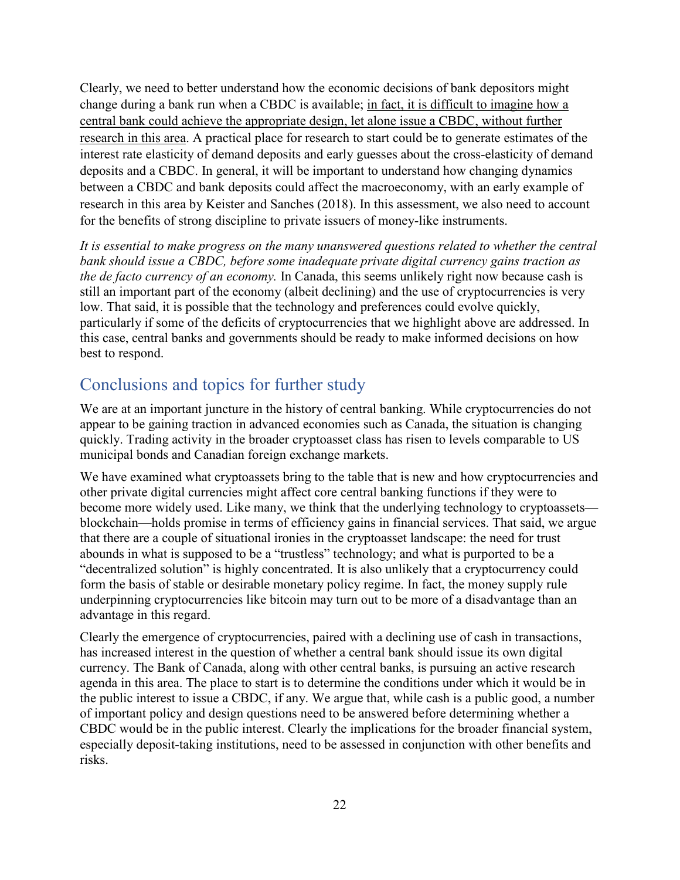Clearly, we need to better understand how the economic decisions of bank depositors might change during a bank run when a CBDC is available; <u>in fact, it is difficult to imagine how a central bank could achieve the appropriate design, let alone issue a CBDC, without further research in this area</u>. A practical place for research to start could be to generate estimates of the interest rate elasticity of demand deposits and early guesses about the cross-elasticity of demand deposits and a CBDC. In general, it will be important to understand how changing dynamics between a CBDC and bank deposits could affect the macroeconomy, with an early example of research in this area by Keister and Sanches (2018). In this assessment, we also need to account for the benefits of strong discipline to private issuers of money-like instruments.

*It is essential to make progress on the many unanswered questions related to whether the central bank should issue a CBDC, before some inadequate private digital currency gains traction as the de facto currency of an economy.* In Canada, this seems unlikely right now because cash is still an important part of the economy (albeit declining) and the use of cryptocurrencies is very low. That said, it is possible that the technology and preferences could evolve quickly, particularly if some of the deficits of cryptocurrencies that we highlight above are addressed. In this case, central banks and governments should be ready to make informed decisions on how best to respond.

## Conclusions and topics for further study

We are at an important juncture in the history of central banking. While cryptocurrencies do not appear to be gaining traction in advanced economies such as Canada, the situation is changing quickly. Trading activity in the broader cryptoasset class has risen to levels comparable to US municipal bonds and Canadian foreign exchange markets.

We have examined what cryptoassets bring to the table that is new and how cryptocurrencies and other private digital currencies might affect core central banking functions if they were to become more widely used. Like many, we think that the underlying technology to cryptoassets—blockchain—holds promise in terms of efficiency gains in financial services. That said, we argue that there are a couple of situational ironies in the cryptoasset landscape: the need for trust abounds in what is supposed to be a "trustless" technology; and what is purported to be a "decentralized solution" is highly concentrated. It is also unlikely that a cryptocurrency could form the basis of stable or desirable monetary policy regime. In fact, the money supply rule underpinning cryptocurrencies like bitcoin may turn out to be more of a disadvantage than an advantage in this regard.

Clearly the emergence of cryptocurrencies, paired with a declining use of cash in transactions, has increased interest in the question of whether a central bank should issue its own digital currency. The Bank of Canada, along with other central banks, is pursuing an active research agenda in this area. The place to start is to determine the conditions under which it would be in the public interest to issue a CBDC, if any. We argue that, while cash is a public good, a number of important policy and design questions need to be answered before determining whether a CBDC would be in the public interest. Clearly the implications for the broader financial system, especially deposit-taking institutions, need to be assessed in conjunction with other benefits and risks.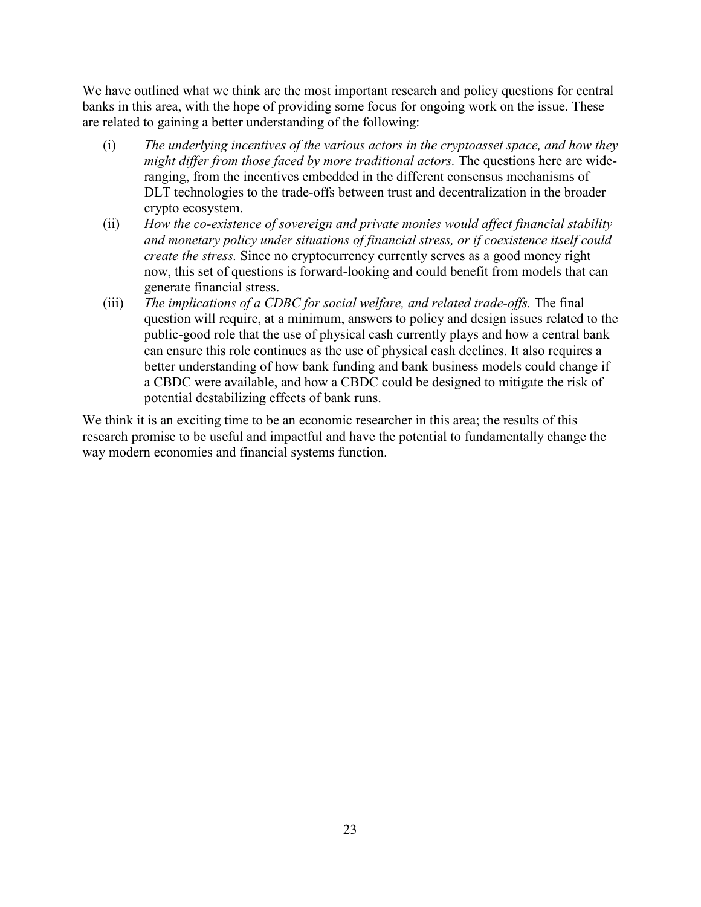We have outlined what we think are the most important research and policy questions for central banks in this area, with the hope of providing some focus for ongoing work on the issue. These are related to gaining a better understanding of the following:

(i) *The underlying incentives of the various actors in the cryptoasset space, and how they might differ from those faced by more traditional actors.* The questions here are wide-ranging, from the incentives embedded in the different consensus mechanisms of DLT technologies to the trade-offs between trust and decentralization in the broader crypto ecosystem.

(ii) *How the co-existence of sovereign and private monies would affect financial stability and monetary policy under situations of financial stress, or if coexistence itself could create the stress.* Since no cryptocurrency currently serves as a good money right now, this set of questions is forward-looking and could benefit from models that can generate financial stress.

(iii) *The implications of a CDBC for social welfare, and related trade-offs.* The final question will require, at a minimum, answers to policy and design issues related to the public-good role that the use of physical cash currently plays and how a central bank can ensure this role continues as the use of physical cash declines. It also requires a better understanding of how bank funding and bank business models could change if a CBDC were available, and how a CBDC could be designed to mitigate the risk of potential destabilizing effects of bank runs.

We think it is an exciting time to be an economic researcher in this area; the results of this research promise to be useful and impactful and have the potential to fundamentally change the way modern economies and financial systems function.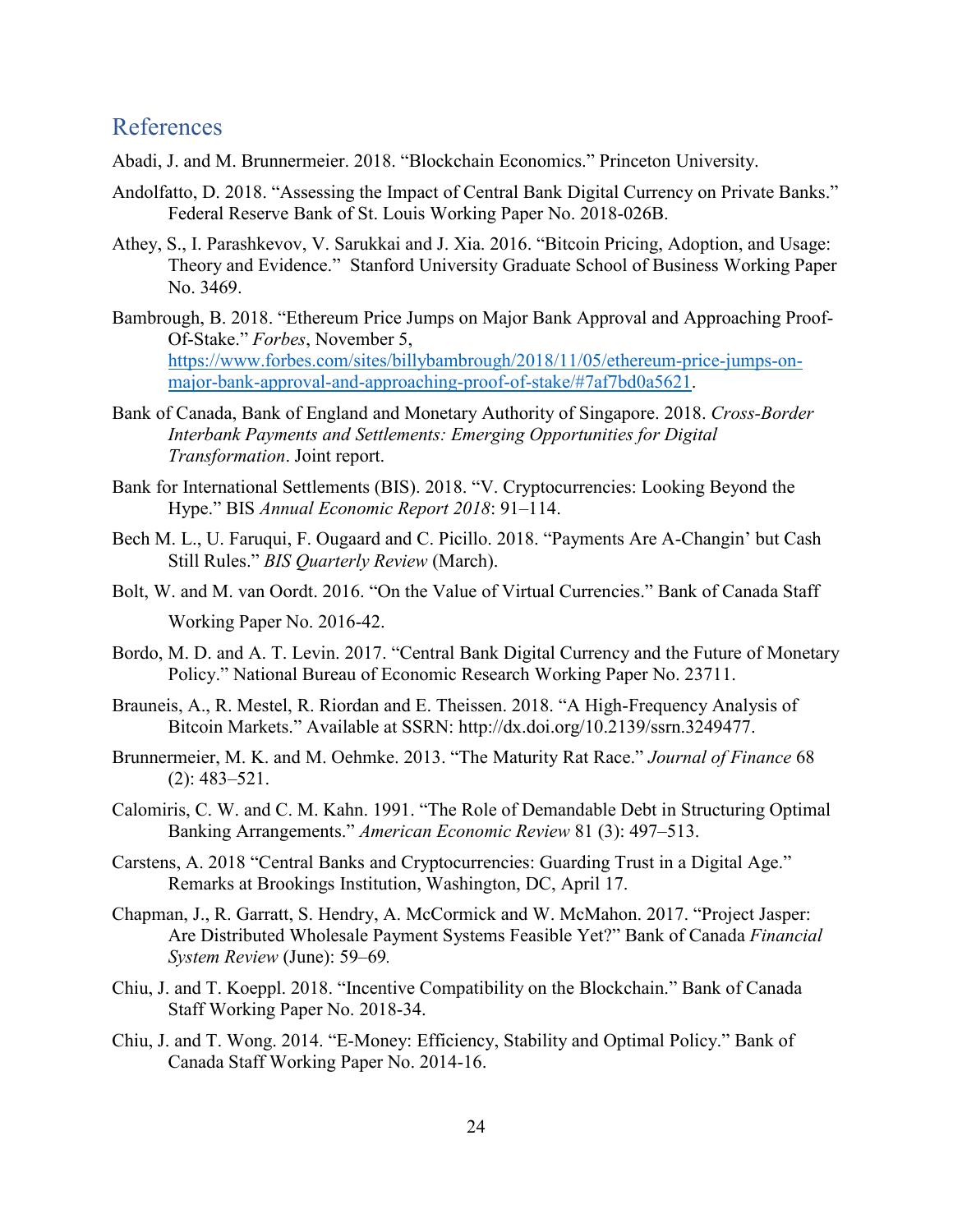## References

Abadi, J. and M. Brunnermeier. 2018. "Blockchain Economics." Princeton University.

Andolfatto, D. 2018. "Assessing the Impact of Central Bank Digital Currency on Private Banks." Federal Reserve Bank of St. Louis Working Paper No. 2018-026B.

Athey, S., I. Parashkevov, V. Sarukkai and J. Xia. 2016. "Bitcoin Pricing, Adoption, and Usage: Theory and Evidence." Stanford University Graduate School of Business Working Paper No. 3469.

Bambrough, B. 2018. "Ethereum Price Jumps on Major Bank Approval and Approaching Proof-Of-Stake." *Forbes*, November 5, https://www.forbes.com/sites/billybambrough/2018/11/05/ethereum-price-jumps-on-major-bank-approval-and-approaching-proof-of-stake/#7af7bd0a5621.

Bank of Canada, Bank of England and Monetary Authority of Singapore. 2018. *Cross-Border Interbank Payments and Settlements: Emerging Opportunities for Digital Transformation*. Joint report.

Bank for International Settlements (BIS). 2018. "V. Cryptocurrencies: Looking Beyond the Hype." BIS *Annual Economic Report 2018*: 91–114.

Bech M. L., U. Faruqui, F. Ougaard and C. Picillo. 2018. "Payments Are A-Changin' but Cash Still Rules." *BIS Quarterly Review* (March).

Bolt, W. and M. van Oordt. 2016. "On the Value of Virtual Currencies." Bank of Canada Staff Working Paper No. 2016-42.

Bordo, M. D. and A. T. Levin. 2017. "Central Bank Digital Currency and the Future of Monetary Policy." National Bureau of Economic Research Working Paper No. 23711.

Brauneis, A., R. Mestel, R. Riordan and E. Theissen. 2018. "A High-Frequency Analysis of Bitcoin Markets." Available at SSRN: http://dx.doi.org/10.2139/ssrn.3249477.

Brunnermeier, M. K. and M. Oehmke. 2013. "The Maturity Rat Race." *Journal of Finance* 68 (2): 483–521.

Calomiris, C. W. and C. M. Kahn. 1991. "The Role of Demandable Debt in Structuring Optimal Banking Arrangements." *American Economic Review* 81 (3): 497–513.

Carstens, A. 2018 "Central Banks and Cryptocurrencies: Guarding Trust in a Digital Age." Remarks at Brookings Institution, Washington, DC, April 17.

Chapman, J., R. Garratt, S. Hendry, A. McCormick and W. McMahon. 2017. "Project Jasper: Are Distributed Wholesale Payment Systems Feasible Yet?" Bank of Canada *Financial System Review* (June): 59–69.

Chiu, J. and T. Koeppl. 2018. "Incentive Compatibility on the Blockchain." Bank of Canada Staff Working Paper No. 2018-34.

Chiu, J. and T. Wong. 2014. "E-Money: Efficiency, Stability and Optimal Policy." Bank of Canada Staff Working Paper No. 2014-16.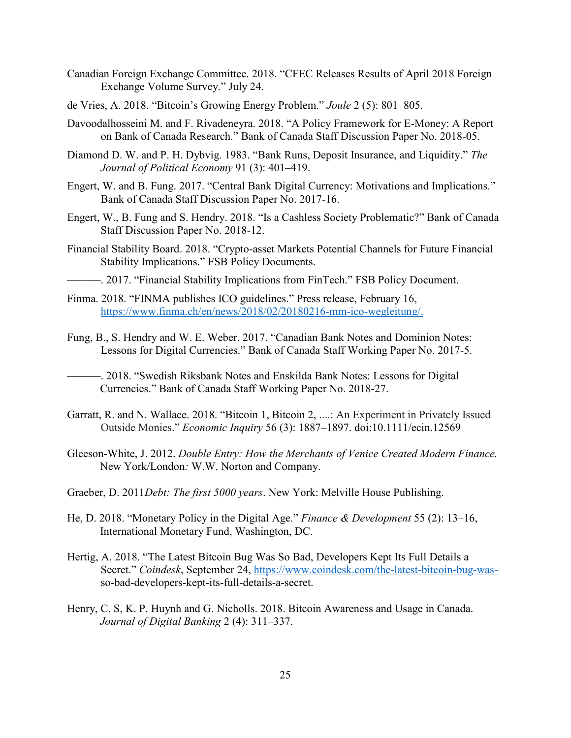Canadian Foreign Exchange Committee. 2018. "CFEC Releases Results of April 2018 Foreign Exchange Volume Survey." July 24.

de Vries, A. 2018. "Bitcoin's Growing Energy Problem." *Joule* 2 (5): 801–805.

Davoodalhosseini M. and F. Rivadeneyra. 2018. "A Policy Framework for E-Money: A Report on Bank of Canada Research." Bank of Canada Staff Discussion Paper No. 2018-05.

Diamond D. W. and P. H. Dybvig. 1983. "Bank Runs, Deposit Insurance, and Liquidity." *The Journal of Political Economy* 91 (3): 401–419.

Engert, W. and B. Fung. 2017. "Central Bank Digital Currency: Motivations and Implications." Bank of Canada Staff Discussion Paper No. 2017-16.

Engert, W., B. Fung and S. Hendry. 2018. "Is a Cashless Society Problematic?" Bank of Canada Staff Discussion Paper No. 2018-12.

Financial Stability Board. 2018. "Crypto-asset Markets Potential Channels for Future Financial Stability Implications." FSB Policy Documents.

———. 2017. "Financial Stability Implications from FinTech." FSB Policy Document.

Finma. 2018. "FINMA publishes ICO guidelines." Press release, February 16, https://www.finma.ch/en/news/2018/02/20180216-mm-ico-wegleitung/.

Fung, B., S. Hendry and W. E. Weber. 2017. "Canadian Bank Notes and Dominion Notes: Lessons for Digital Currencies." Bank of Canada Staff Working Paper No. 2017-5.

———. 2018. "Swedish Riksbank Notes and Enskilda Bank Notes: Lessons for Digital Currencies." Bank of Canada Staff Working Paper No. 2018-27.

Garratt, R. and N. Wallace. 2018. "Bitcoin 1, Bitcoin 2, ....: An Experiment in Privately Issued Outside Monies." *Economic Inquiry* 56 (3): 1887–1897. doi:10.1111/ecin.12569

Gleeson-White, J. 2012. *Double Entry: How the Merchants of Venice Created Modern Finance.* New York/London*:* W.W. Norton and Company.

Graeber, D. 2011*Debt: The first 5000 years*. New York: Melville House Publishing.

He, D. 2018. "Monetary Policy in the Digital Age." *Finance & Development* 55 (2): 13–16, International Monetary Fund, Washington, DC.

Hertig, A. 2018. "The Latest Bitcoin Bug Was So Bad, Developers Kept Its Full Details a Secret." *Coindesk*, September 24, https://www.coindesk.com/the-latest-bitcoin-bug-was-so-bad-developers-kept-its-full-details-a-secret.

Henry, C. S, K. P. Huynh and G. Nicholls. 2018. Bitcoin Awareness and Usage in Canada. *Journal of Digital Banking* 2 (4): 311–337.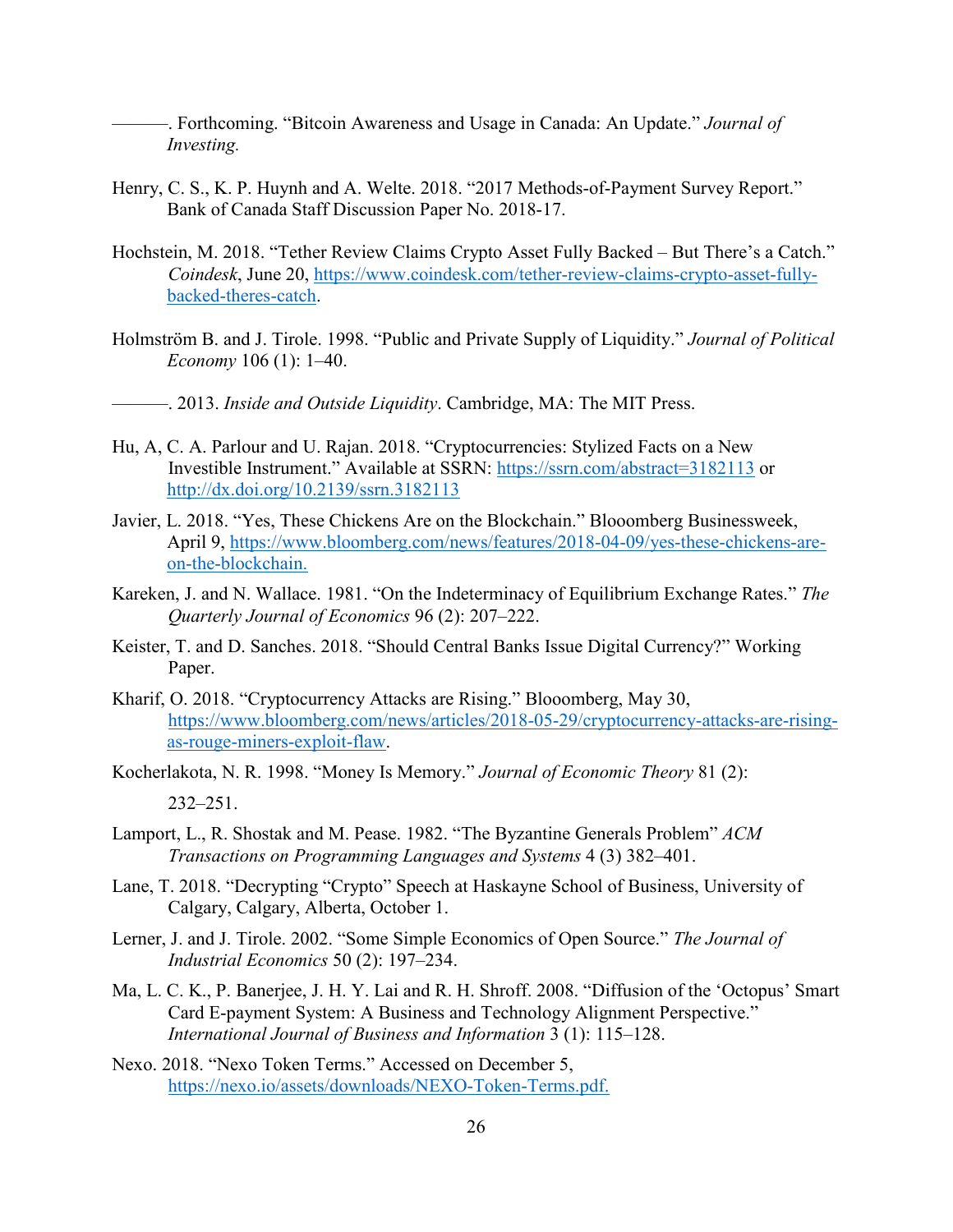———. Forthcoming. "Bitcoin Awareness and Usage in Canada: An Update." *Journal of Investing.*

Henry, C. S., K. P. Huynh and A. Welte. 2018. "2017 Methods-of-Payment Survey Report." Bank of Canada Staff Discussion Paper No. 2018-17.

Hochstein, M. 2018. "Tether Review Claims Crypto Asset Fully Backed – But There's a Catch." *Coindesk*, June 20, https://www.coindesk.com/tether-review-claims-crypto-asset-fully-backed-theres-catch.

Holmström B. and J. Tirole. 1998. "Public and Private Supply of Liquidity." *Journal of Political Economy* 106 (1): 1–40.

———. 2013. *Inside and Outside Liquidity*. Cambridge, MA: The MIT Press.

Hu, A, C. A. Parlour and U. Rajan. 2018. "Cryptocurrencies: Stylized Facts on a New Investible Instrument." Available at SSRN: https://ssrn.com/abstract=3182113 or http://dx.doi.org/10.2139/ssrn.3182113

Javier, L. 2018. "Yes, These Chickens Are on the Blockchain." Blooomberg Businessweek, April 9, https://www.bloomberg.com/news/features/2018-04-09/yes-these-chickens-are-on-the-blockchain.

Kareken, J. and N. Wallace. 1981. "On the Indeterminacy of Equilibrium Exchange Rates." *The Quarterly Journal of Economics* 96 (2): 207–222.

Keister, T. and D. Sanches. 2018. "Should Central Banks Issue Digital Currency?" Working Paper.

Kharif, O. 2018. "Cryptocurrency Attacks are Rising." Blooomberg, May 30, https://www.bloomberg.com/news/articles/2018-05-29/cryptocurrency-attacks-are-rising-as-rouge-miners-exploit-flaw.

Kocherlakota, N. R. 1998. "Money Is Memory." *Journal of Economic Theory* 81 (2): 232–251.

Lamport, L., R. Shostak and M. Pease. 1982. "The Byzantine Generals Problem" *ACM Transactions on Programming Languages and Systems* 4 (3) 382–401.

Lane, T. 2018. "Decrypting "Crypto" Speech at Haskayne School of Business, University of Calgary, Calgary, Alberta, October 1.

Lerner, J. and J. Tirole. 2002. "Some Simple Economics of Open Source." *The Journal of Industrial Economics* 50 (2): 197–234.

Ma, L. C. K., P. Banerjee, J. H. Y. Lai and R. H. Shroff. 2008. "Diffusion of the 'Octopus' Smart Card E-payment System: A Business and Technology Alignment Perspective." *International Journal of Business and Information* 3 (1): 115–128.

Nexo. 2018. "Nexo Token Terms." Accessed on December 5, https://nexo.io/assets/downloads/NEXO-Token-Terms.pdf.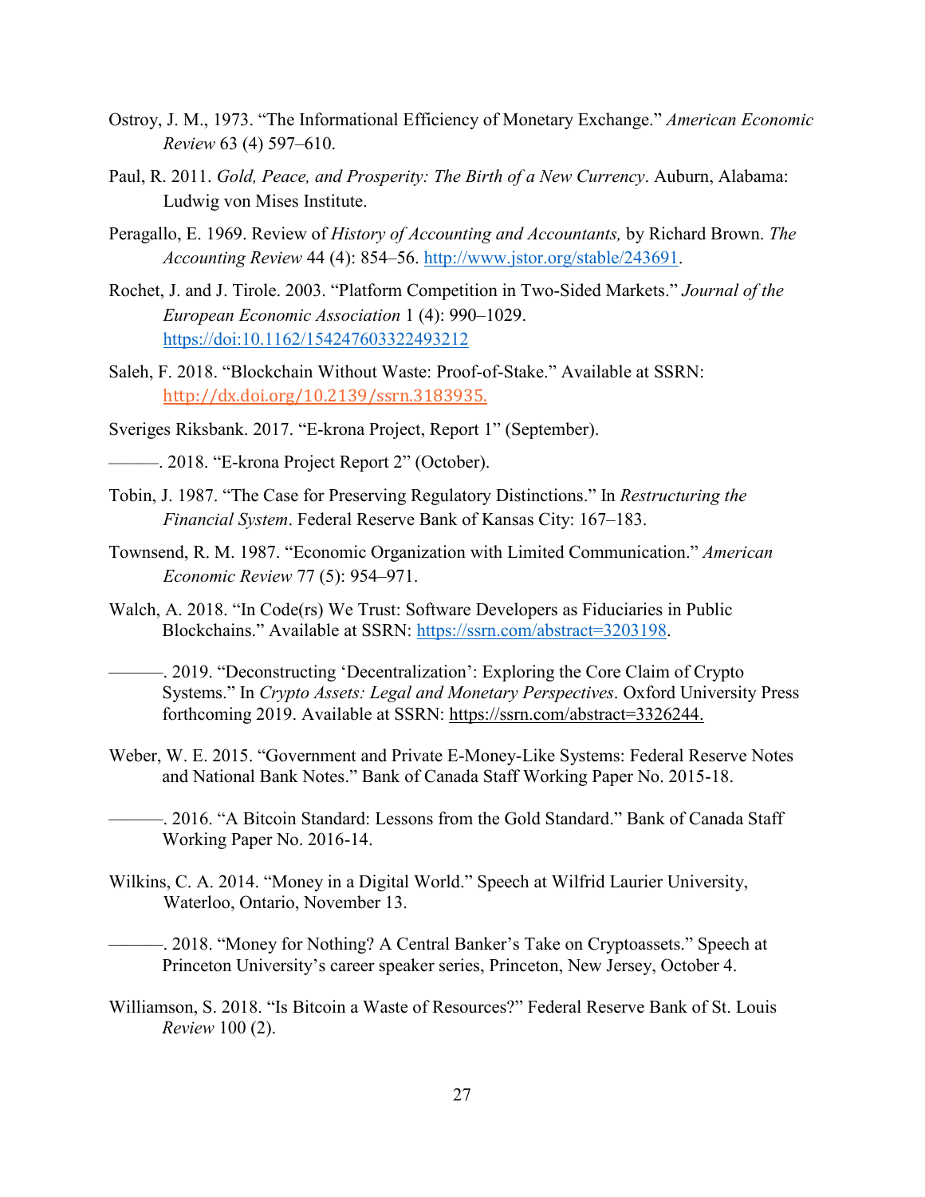Ostroy, J. M., 1973. "The Informational Efficiency of Monetary Exchange." *American Economic Review* 63 (4) 597–610.

Paul, R. 2011. *Gold, Peace, and Prosperity: The Birth of a New Currency*. Auburn, Alabama: Ludwig von Mises Institute.

Peragallo, E. 1969. Review of *History of Accounting and Accountants,* by Richard Brown. *The Accounting Review* 44 (4): 854–56. http://www.jstor.org/stable/243691.

Rochet, J. and J. Tirole. 2003. "Platform Competition in Two-Sided Markets." *Journal of the European Economic Association* 1 (4): 990–1029. https://doi:10.1162/154247603322493212

Saleh, F. 2018. "Blockchain Without Waste: Proof-of-Stake." Available at SSRN: http://dx.doi.org/10.2139/ssrn.3183935.

Sveriges Riksbank. 2017. "E-krona Project, Report 1" (September).

———. 2018. "E-krona Project Report 2" (October).

Tobin, J. 1987. "The Case for Preserving Regulatory Distinctions." In *Restructuring the Financial System*. Federal Reserve Bank of Kansas City: 167–183.

Townsend, R. M. 1987. "Economic Organization with Limited Communication." *American Economic Review* 77 (5): 954–971.

Walch, A. 2018. "In Code(rs) We Trust: Software Developers as Fiduciaries in Public Blockchains." Available at SSRN: https://ssrn.com/abstract=3203198.

———. 2019. "Deconstructing 'Decentralization': Exploring the Core Claim of Crypto Systems." In *Crypto Assets: Legal and Monetary Perspectives*. Oxford University Press forthcoming 2019. Available at SSRN: https://ssrn.com/abstract=3326244.

Weber, W. E. 2015. "Government and Private E-Money-Like Systems: Federal Reserve Notes and National Bank Notes." Bank of Canada Staff Working Paper No. 2015-18.

———. 2016. "A Bitcoin Standard: Lessons from the Gold Standard." Bank of Canada Staff Working Paper No. 2016-14.

Wilkins, C. A. 2014. "Money in a Digital World." Speech at Wilfrid Laurier University, Waterloo, Ontario, November 13.

———. 2018. "Money for Nothing? A Central Banker's Take on Cryptoassets." Speech at Princeton University's career speaker series, Princeton, New Jersey, October 4.

Williamson, S. 2018. "Is Bitcoin a Waste of Resources?" Federal Reserve Bank of St. Louis *Review* 100 (2).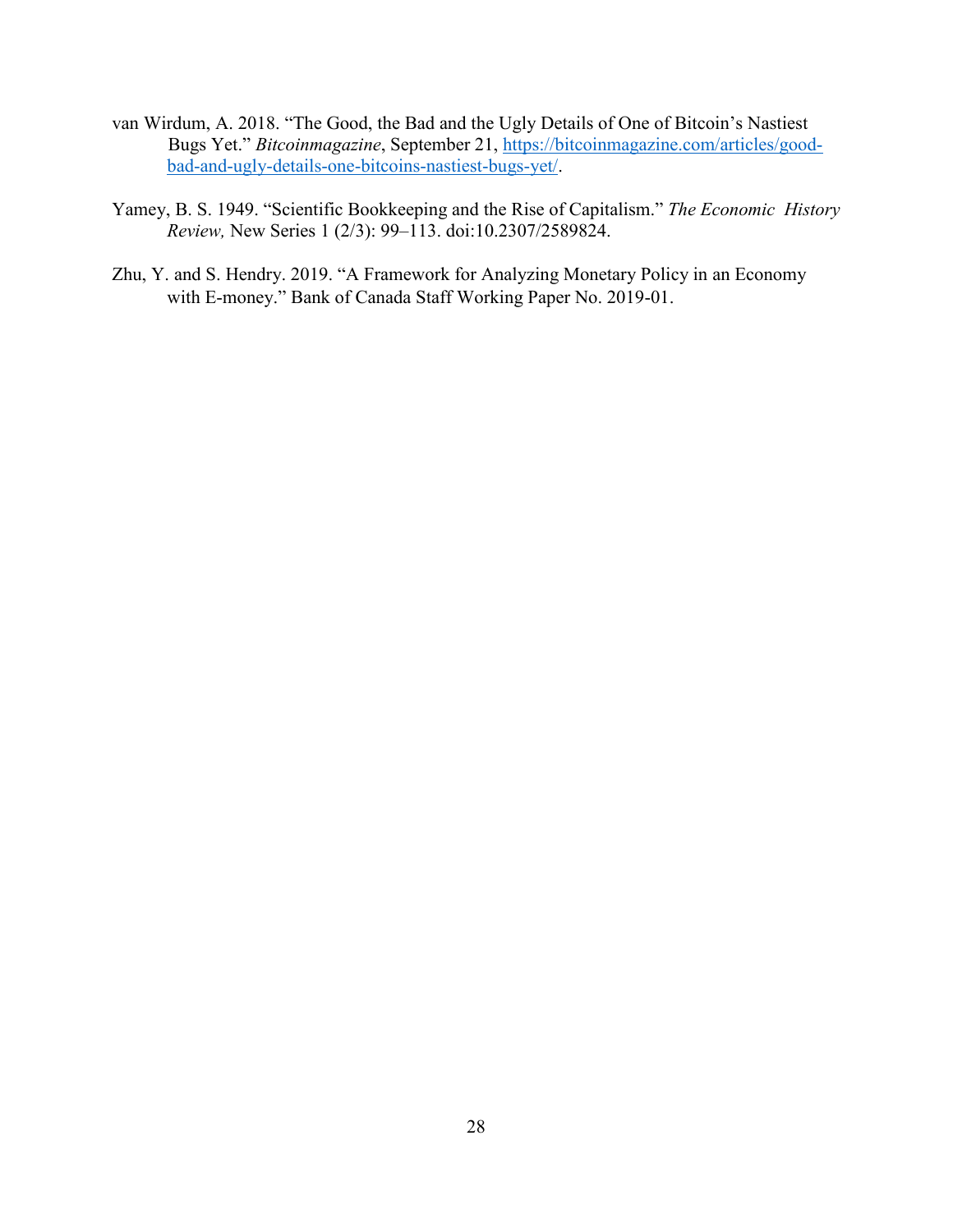van Wirdum, A. 2018. "The Good, the Bad and the Ugly Details of One of Bitcoin's Nastiest Bugs Yet." *Bitcoinmagazine*, September 21, https://bitcoinmagazine.com/articles/good-bad-and-ugly-details-one-bitcoins-nastiest-bugs-yet/.

Yamey, B. S. 1949. "Scientific Bookkeeping and the Rise of Capitalism." *The Economic History Review,* New Series 1 (2/3): 99–113. doi:10.2307/2589824.

Zhu, Y. and S. Hendry. 2019. "A Framework for Analyzing Monetary Policy in an Economy with E-money." Bank of Canada Staff Working Paper No. 2019-01.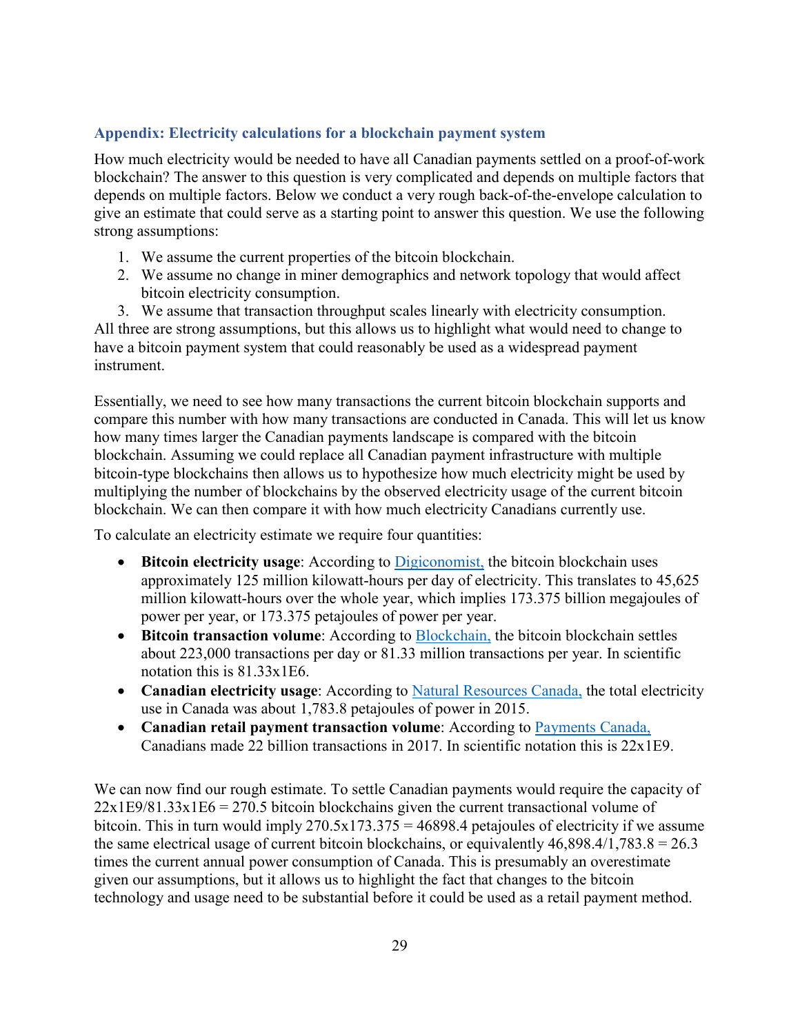## Appendix: Electricity calculations for a blockchain payment system

How much electricity would be needed to have all Canadian payments settled on a proof-of-work blockchain? The answer to this question is very complicated and depends on multiple factors that depends on multiple factors. Below we conduct a very rough back-of-the-envelope calculation to give an estimate that could serve as a starting point to answer this question. We use the following strong assumptions:

1. We assume the current properties of the bitcoin blockchain.
2. We assume no change in miner demographics and network topology that would affect bitcoin electricity consumption.
3. We assume that transaction throughput scales linearly with electricity consumption.

All three are strong assumptions, but this allows us to highlight what would need to change to have a bitcoin payment system that could reasonably be used as a widespread payment instrument.

Essentially, we need to see how many transactions the current bitcoin blockchain supports and compare this number with how many transactions are conducted in Canada. This will let us know how many times larger the Canadian payments landscape is compared with the bitcoin blockchain. Assuming we could replace all Canadian payment infrastructure with multiple bitcoin-type blockchains then allows us to hypothesize how much electricity might be used by multiplying the number of blockchains by the observed electricity usage of the current bitcoin blockchain. We can then compare it with how much electricity Canadians currently use.

To calculate an electricity estimate we require four quantities:

- **Bitcoin electricity usage**: According to Digiconomist, the bitcoin blockchain uses approximately 125 million kilowatt-hours per day of electricity. This translates to 45,625 million kilowatt-hours over the whole year, which implies 173.375 billion megajoules of power per year, or 173.375 petajoules of power per year.
- **Bitcoin transaction volume**: According to Blockchain, the bitcoin blockchain settles about 223,000 transactions per day or 81.33 million transactions per year. In scientific notation this is 81.33x1E6.
- **Canadian electricity usage**: According to Natural Resources Canada, the total electricity use in Canada was about 1,783.8 petajoules of power in 2015.
- **Canadian retail payment transaction volume**: According to Payments Canada, Canadians made 22 billion transactions in 2017. In scientific notation this is 22x1E9.

We can now find our rough estimate. To settle Canadian payments would require the capacity of 22x1E9/81.33x1E6 = 270.5 bitcoin blockchains given the current transactional volume of bitcoin. This in turn would imply 270.5x173.375 = 46898.4 petajoules of electricity if we assume the same electrical usage of current bitcoin blockchains, or equivalently 46,898.4/1,783.8 = 26.3 times the current annual power consumption of Canada. This is presumably an overestimate given our assumptions, but it allows us to highlight the fact that changes to the bitcoin technology and usage need to be substantial before it could be used as a retail payment method.